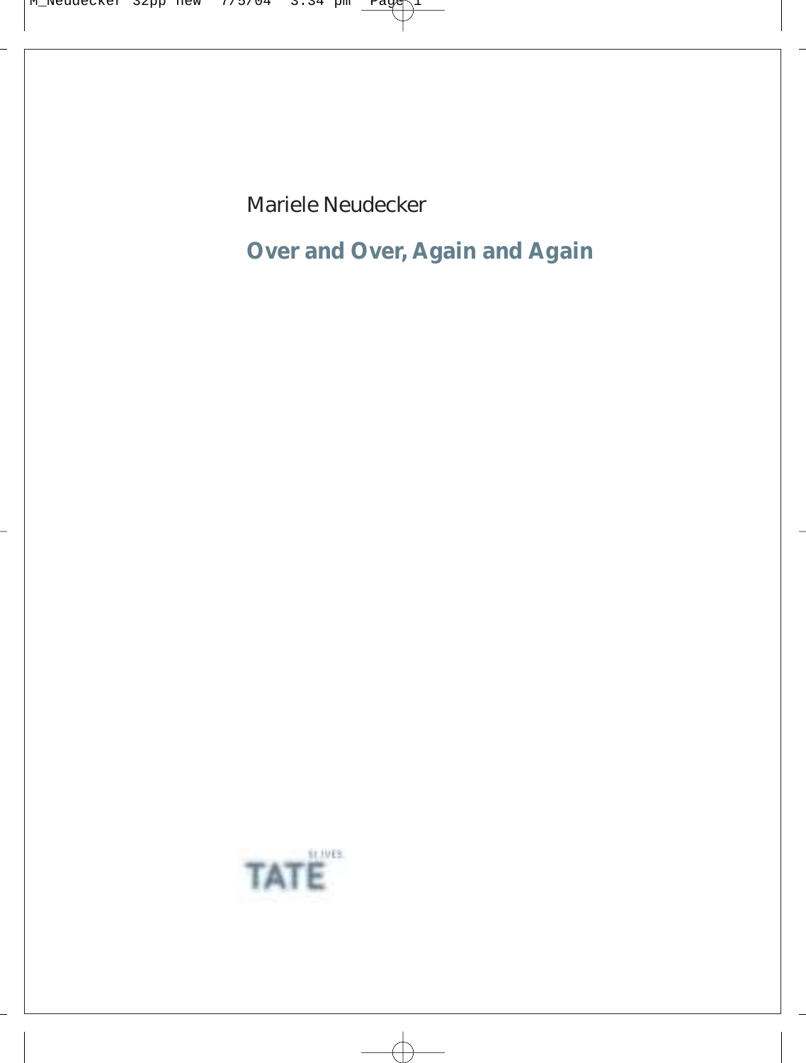Mariele Neudecker

# Over and Over, Again and Again

TATE ST IVES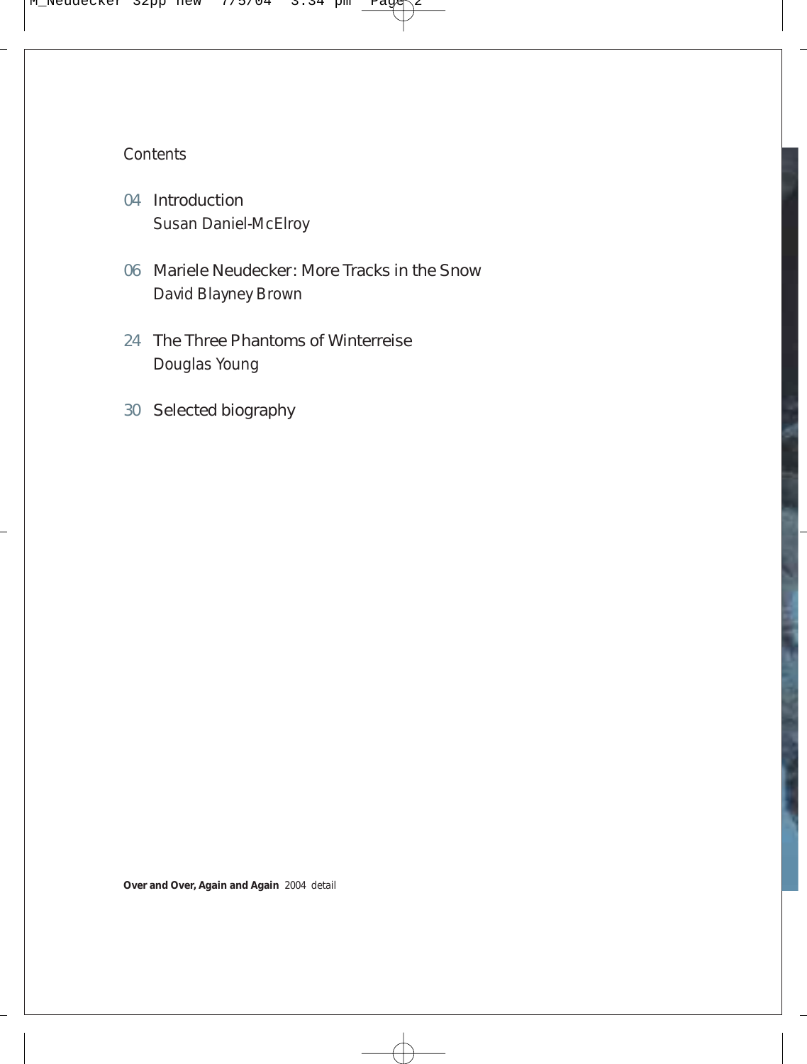## Contents

04 Introduction
Susan Daniel-McElroy

06 Mariele Neudecker: More Tracks in the Snow
David Blayney Brown

24 The Three Phantoms of Winterreise
Douglas Young

30 Selected biography

**Over and Over, Again and Again** 2004 detail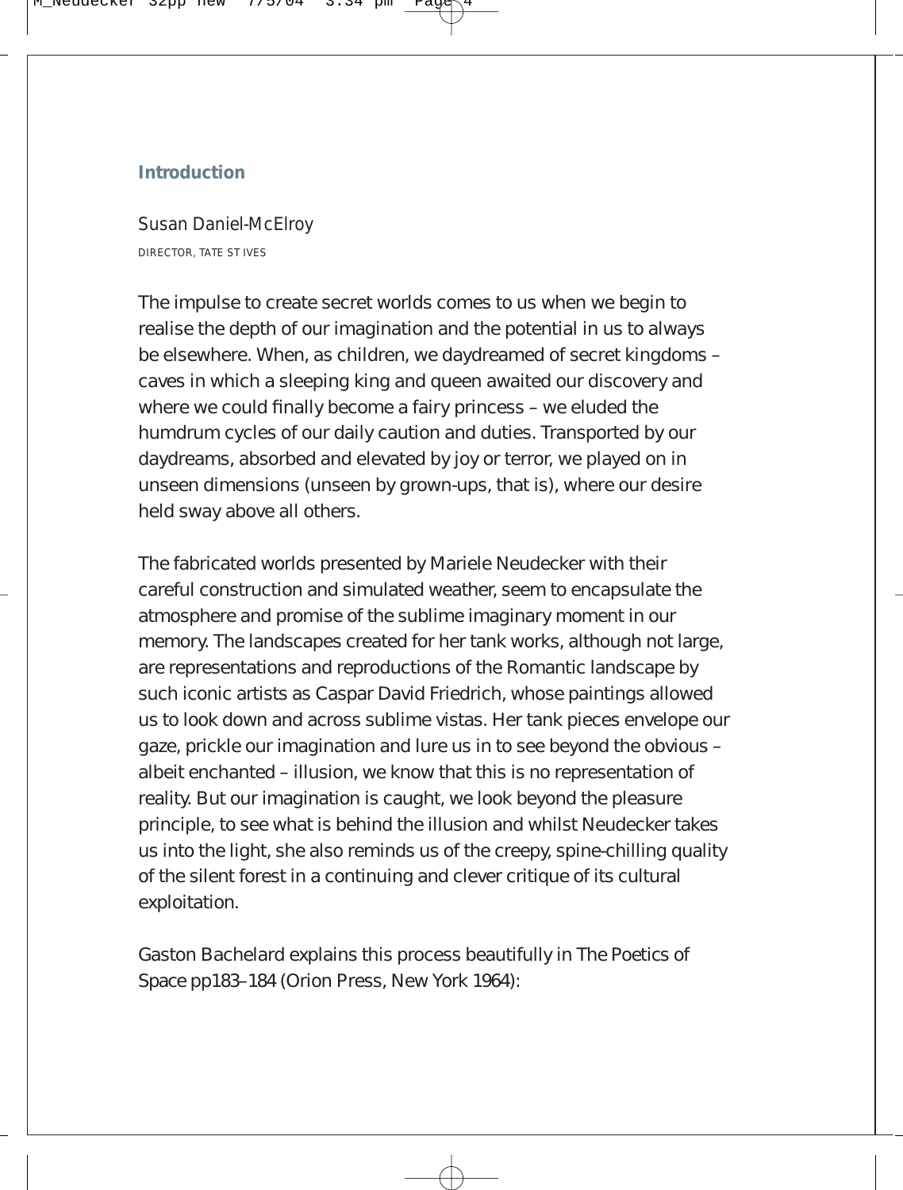## Introduction

Susan Daniel-McElroy

DIRECTOR, TATE ST IVES

The impulse to create secret worlds comes to us when we begin to realise the depth of our imagination and the potential in us to always be elsewhere. When, as children, we daydreamed of secret kingdoms – caves in which a sleeping king and queen awaited our discovery and where we could finally become a fairy princess – we eluded the humdrum cycles of our daily caution and duties. Transported by our daydreams, absorbed and elevated by joy or terror, we played on in unseen dimensions (unseen by grown-ups, that is), where our desire held sway above all others.

The fabricated worlds presented by Mariele Neudecker with their careful construction and simulated weather, seem to encapsulate the atmosphere and promise of the sublime imaginary moment in our memory. The landscapes created for her tank works, although not large, are representations and reproductions of the Romantic landscape by such iconic artists as Caspar David Friedrich, whose paintings allowed us to look down and across sublime vistas. Her tank pieces envelope our gaze, prickle our imagination and lure us in to see beyond the obvious – albeit enchanted – illusion, we know that this is no representation of reality. But our imagination is caught, we look beyond the pleasure principle, to see what is behind the illusion and whilst Neudecker takes us into the light, she also reminds us of the creepy, spine-chilling quality of the silent forest in a continuing and clever critique of its cultural exploitation.

Gaston Bachelard explains this process beautifully in The Poetics of Space pp183–184 (Orion Press, New York 1964):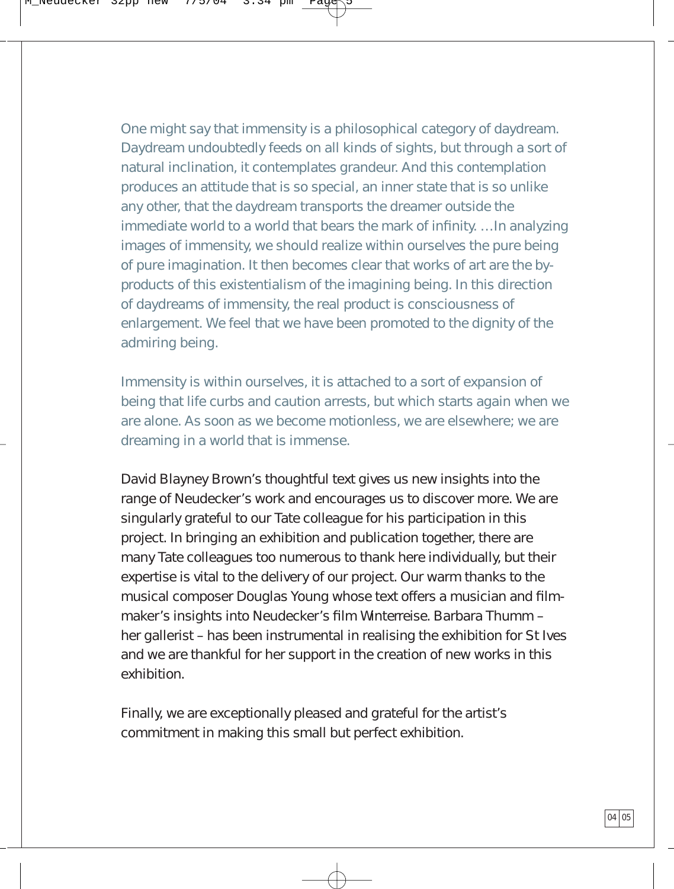One might say that immensity is a philosophical category of daydream. Daydream undoubtedly feeds on all kinds of sights, but through a sort of natural inclination, it contemplates grandeur. And this contemplation produces an attitude that is so special, an inner state that is so unlike any other, that the daydream transports the dreamer outside the immediate world to a world that bears the mark of infinity. …In analyzing images of immensity, we should realize within ourselves the pure being of pure imagination. It then becomes clear that works of art are the by-products of this existentialism of the imagining being. In this direction of daydreams of immensity, the real product is consciousness of enlargement. We feel that we have been promoted to the dignity of the admiring being.

Immensity is within ourselves, it is attached to a sort of expansion of being that life curbs and caution arrests, but which starts again when we are alone. As soon as we become motionless, we are elsewhere; we are dreaming in a world that is immense.

David Blayney Brown's thoughtful text gives us new insights into the range of Neudecker's work and encourages us to discover more. We are singularly grateful to our Tate colleague for his participation in this project. In bringing an exhibition and publication together, there are many Tate colleagues too numerous to thank here individually, but their expertise is vital to the delivery of our project. Our warm thanks to the musical composer Douglas Young whose text offers a musician and film-maker's insights into Neudecker's film Winterreise. Barbara Thumm – her gallerist – has been instrumental in realising the exhibition for St Ives and we are thankful for her support in the creation of new works in this exhibition.

Finally, we are exceptionally pleased and grateful for the artist's commitment in making this small but perfect exhibition.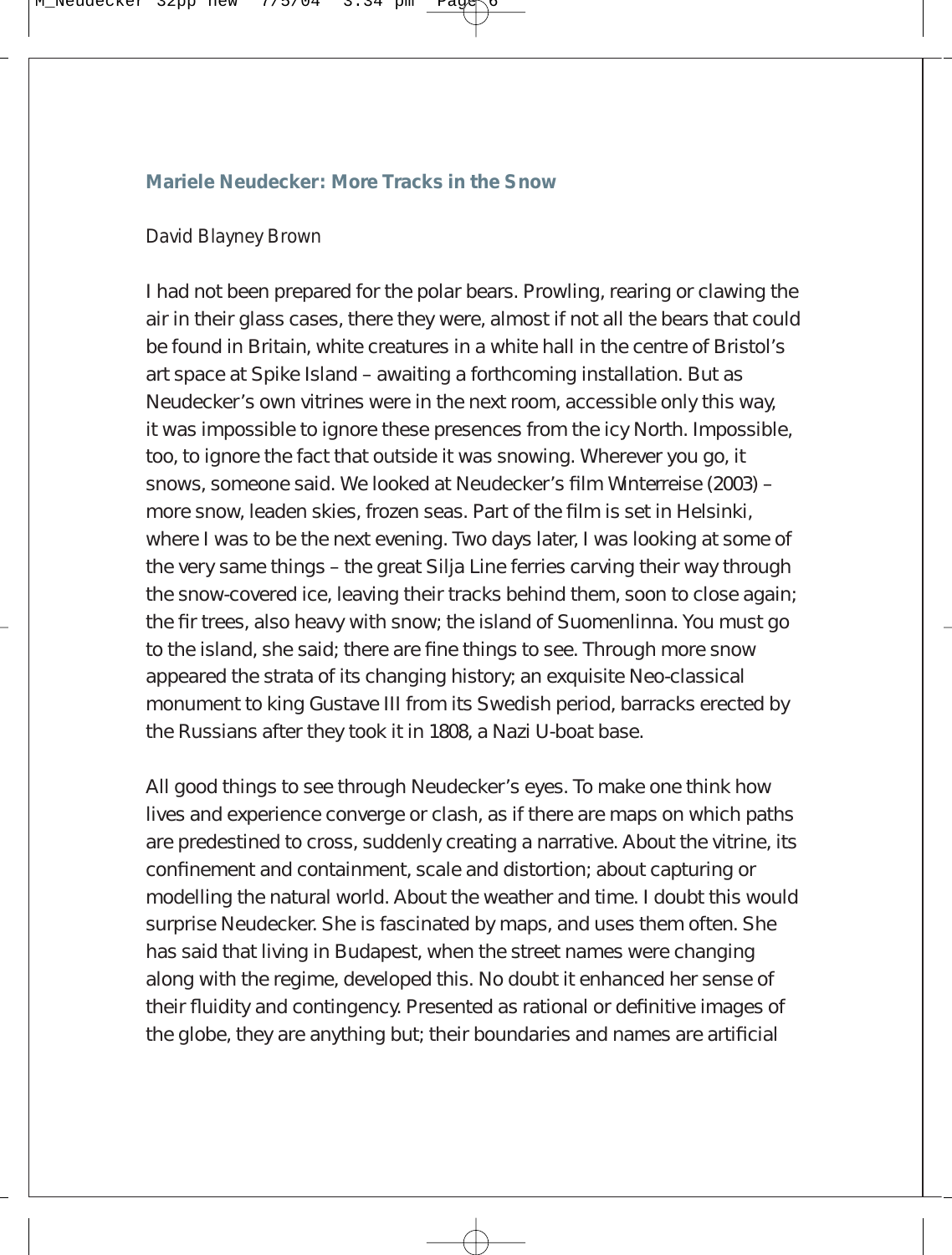## Mariele Neudecker: More Tracks in the Snow

*David Blayney Brown*

I had not been prepared for the polar bears. Prowling, rearing or clawing the air in their glass cases, there they were, almost if not all the bears that could be found in Britain, white creatures in a white hall in the centre of Bristol's art space at Spike Island – awaiting a forthcoming installation. But as Neudecker's own vitrines were in the next room, accessible only this way, it was impossible to ignore these presences from the icy North. Impossible, too, to ignore the fact that outside it was snowing. Wherever you go, it snows, someone said. We looked at Neudecker's film *Winterreise* (2003) – more snow, leaden skies, frozen seas. Part of the film is set in Helsinki, where I was to be the next evening. Two days later, I was looking at some of the very same things – the great Silja Line ferries carving their way through the snow-covered ice, leaving their tracks behind them, soon to close again; the fir trees, also heavy with snow; the island of Suomenlinna. You must go to the island, she said; there are fine things to see. Through more snow appeared the strata of its changing history; an exquisite Neo-classical monument to king Gustave III from its Swedish period, barracks erected by the Russians after they took it in 1808, a Nazi U-boat base.

All good things to see through Neudecker's eyes. To make one think how lives and experience converge or clash, as if there are maps on which paths are predestined to cross, suddenly creating a narrative. About the vitrine, its confinement and containment, scale and distortion; about capturing or modelling the natural world. About the weather and time. I doubt this would surprise Neudecker. She is fascinated by maps, and uses them often. She has said that living in Budapest, when the street names were changing along with the regime, developed this. No doubt it enhanced her sense of their fluidity and contingency. Presented as rational or definitive images of the globe, they are anything but; their boundaries and names are artificial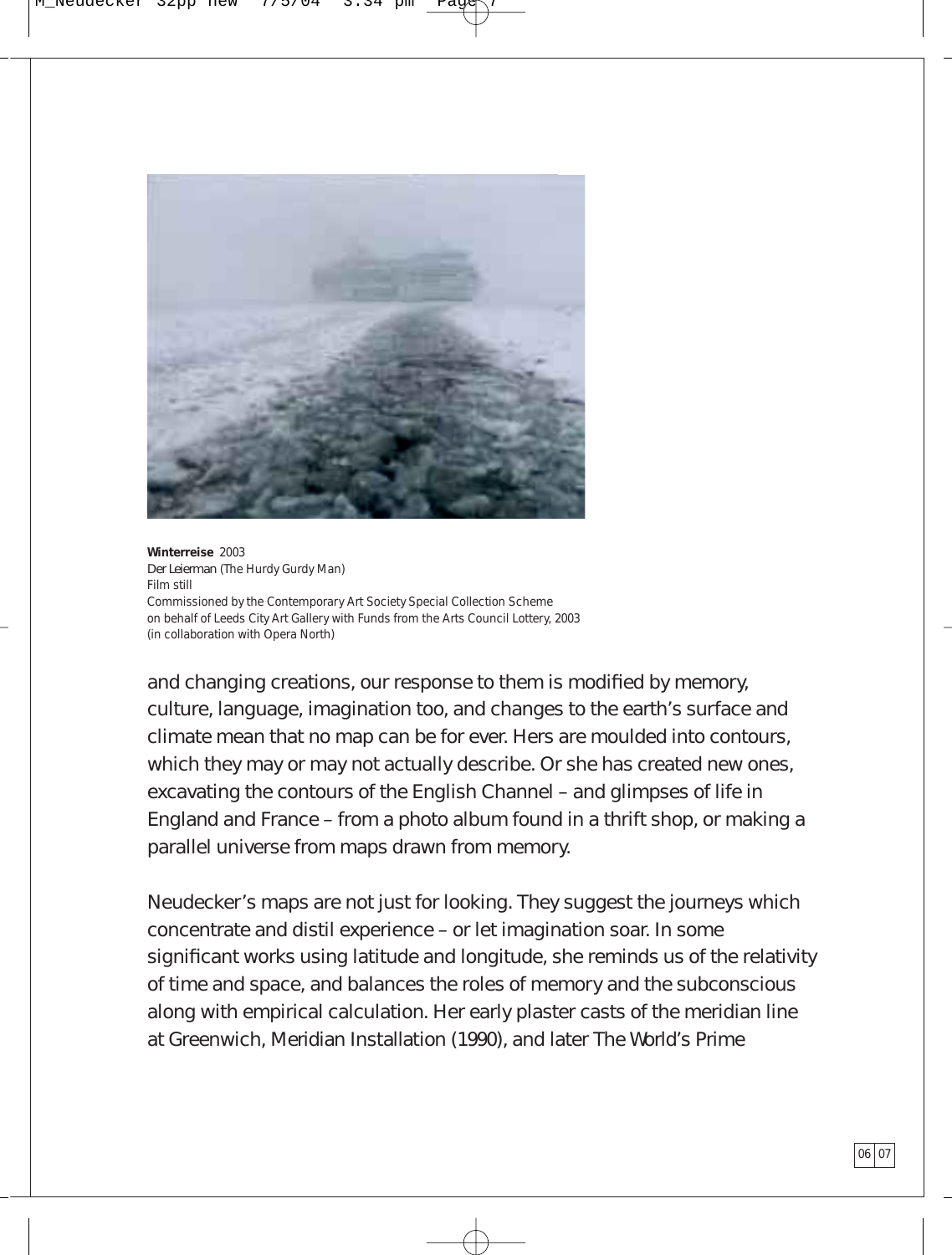**Winterreise** 2003
*Der Leierman* (The Hurdy Gurdy Man)
Film still
Commissioned by the Contemporary Art Society Special Collection Scheme
on behalf of Leeds City Art Gallery with Funds from the Arts Council Lottery, 2003
(in collaboration with Opera North)

and changing creations, our response to them is modified by memory, culture, language, imagination too, and changes to the earth's surface and climate mean that no map can be for ever. Hers are moulded into contours, which they may or may not actually describe. Or she has created new ones, excavating the contours of the English Channel – and glimpses of life in England and France – from a photo album found in a thrift shop, or making a parallel universe from maps drawn from memory.

Neudecker's maps are not just for looking. They suggest the journeys which concentrate and distil experience – or let imagination soar. In some significant works using latitude and longitude, she reminds us of the relativity of time and space, and balances the roles of memory and the subconscious along with empirical calculation. Her early plaster casts of the meridian line at Greenwich, Meridian Installation (1990), and later The World's Prime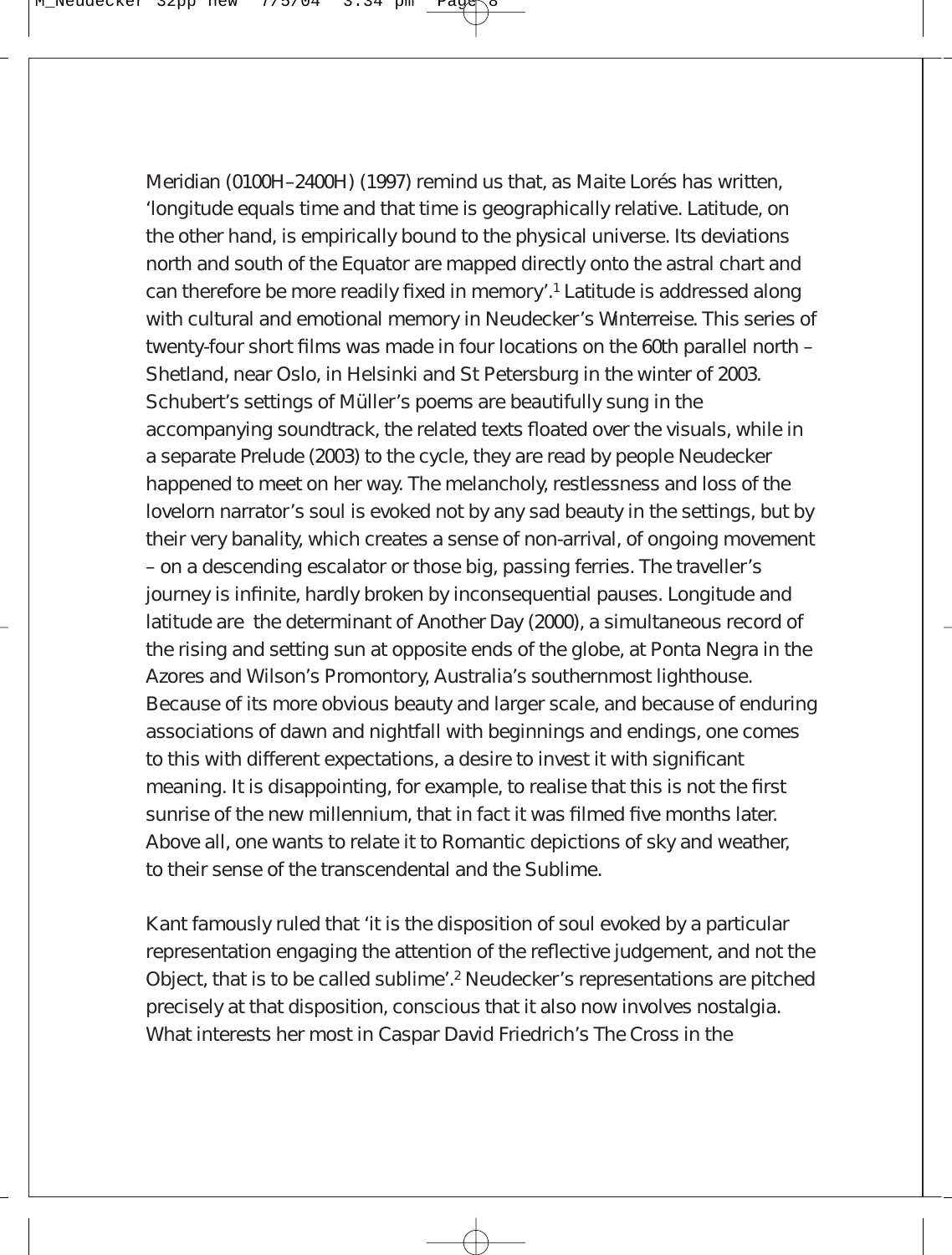Meridian (0100H–2400H) (1997) remind us that, as Maite Lorés has written, 'longitude equals time and that time is geographically relative. Latitude, on the other hand, is empirically bound to the physical universe. Its deviations north and south of the Equator are mapped directly onto the astral chart and can therefore be more readily fixed in memory'.[1] Latitude is addressed along with cultural and emotional memory in Neudecker's Winterreise. This series of twenty-four short films was made in four locations on the 60th parallel north – Shetland, near Oslo, in Helsinki and St Petersburg in the winter of 2003. Schubert's settings of Müller's poems are beautifully sung in the accompanying soundtrack, the related texts floated over the visuals, while in a separate Prelude (2003) to the cycle, they are read by people Neudecker happened to meet on her way. The melancholy, restlessness and loss of the lovelorn narrator's soul is evoked not by any sad beauty in the settings, but by their very banality, which creates a sense of non-arrival, of ongoing movement – on a descending escalator or those big, passing ferries. The traveller's journey is infinite, hardly broken by inconsequential pauses. Longitude and latitude are the determinant of Another Day (2000), a simultaneous record of the rising and setting sun at opposite ends of the globe, at Ponta Negra in the Azores and Wilson's Promontory, Australia's southernmost lighthouse. Because of its more obvious beauty and larger scale, and because of enduring associations of dawn and nightfall with beginnings and endings, one comes to this with different expectations, a desire to invest it with significant meaning. It is disappointing, for example, to realise that this is not the first sunrise of the new millennium, that in fact it was filmed five months later. Above all, one wants to relate it to Romantic depictions of sky and weather, to their sense of the transcendental and the Sublime.

Kant famously ruled that 'it is the disposition of soul evoked by a particular representation engaging the attention of the reflective judgement, and not the Object, that is to be called sublime'.[2] Neudecker's representations are pitched precisely at that disposition, conscious that it also now involves nostalgia. What interests her most in Caspar David Friedrich's The Cross in the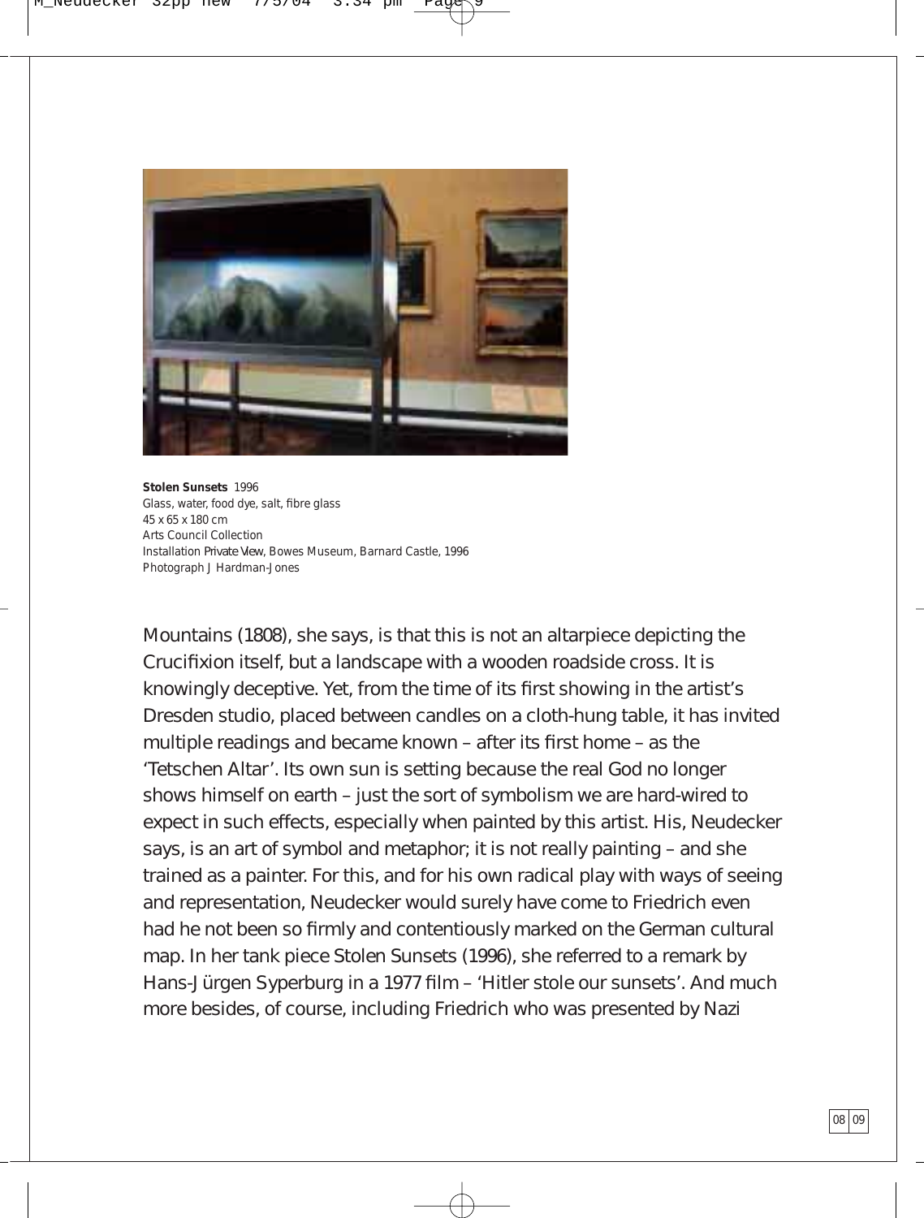**Stolen Sunsets** 1996
Glass, water, food dye, salt, fibre glass
45 x 65 x 180 cm
Arts Council Collection
Installation *Private View*, Bowes Museum, Barnard Castle, 1996
Photograph J Hardman-Jones

Mountains (1808), she says, is that this is not an altarpiece depicting the Crucifixion itself, but a landscape with a wooden roadside cross. It is knowingly deceptive. Yet, from the time of its first showing in the artist's Dresden studio, placed between candles on a cloth-hung table, it has invited multiple readings and became known – after its first home – as the 'Tetschen Altar'. Its own sun is setting because the real God no longer shows himself on earth – just the sort of symbolism we are hard-wired to expect in such effects, especially when painted by this artist. His, Neudecker says, is an art of symbol and metaphor; it is not really painting – and she trained as a painter. For this, and for his own radical play with ways of seeing and representation, Neudecker would surely have come to Friedrich even had he not been so firmly and contentiously marked on the German cultural map. In her tank piece Stolen Sunsets (1996), she referred to a remark by Hans-Jürgen Syperburg in a 1977 film – 'Hitler stole our sunsets'. And much more besides, of course, including Friedrich who was presented by Nazi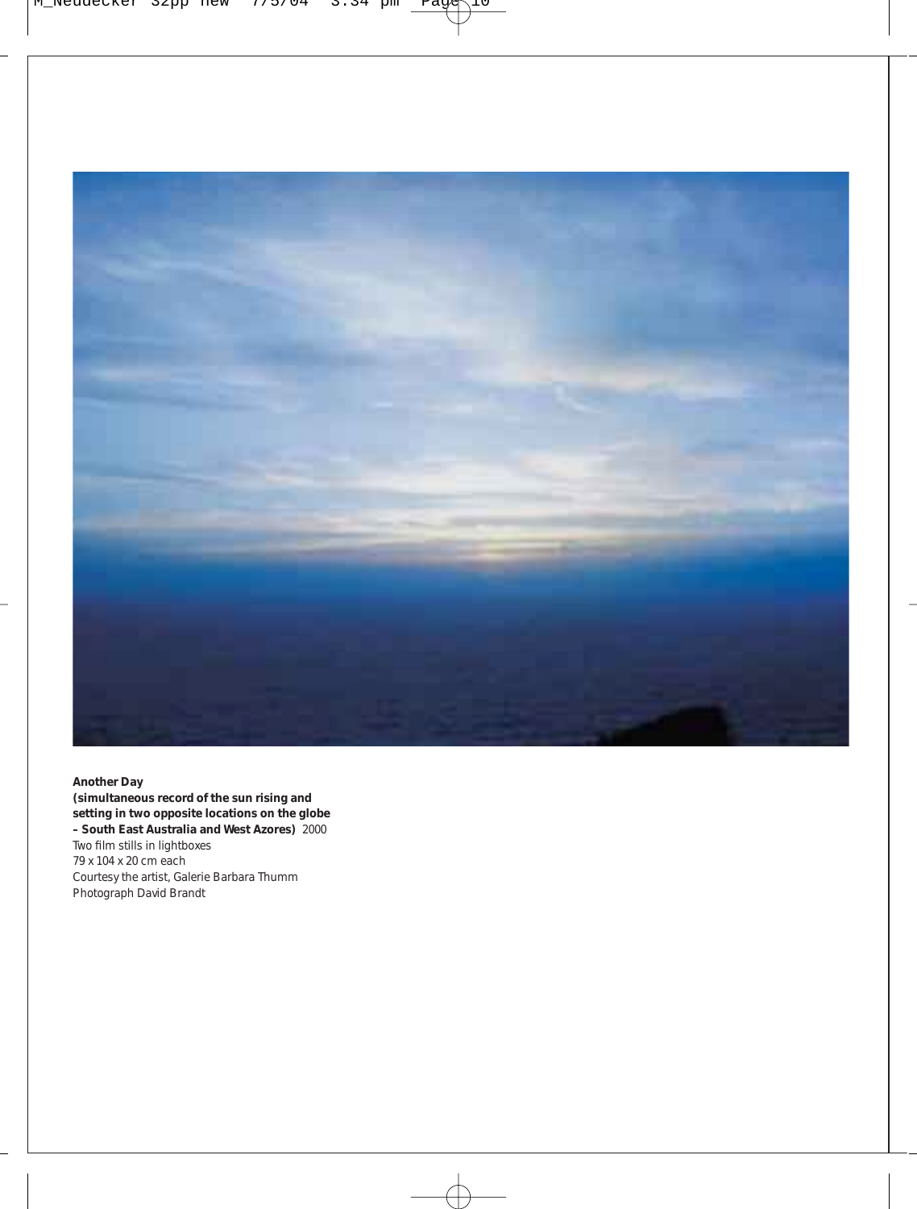**Another Day**
**(simultaneous record of the sun rising and setting in two opposite locations on the globe – South East Australia and West Azores)** 2000
Two film stills in lightboxes
79 x 104 x 20 cm each
Courtesy the artist, Galerie Barbara Thumm
Photograph David Brandt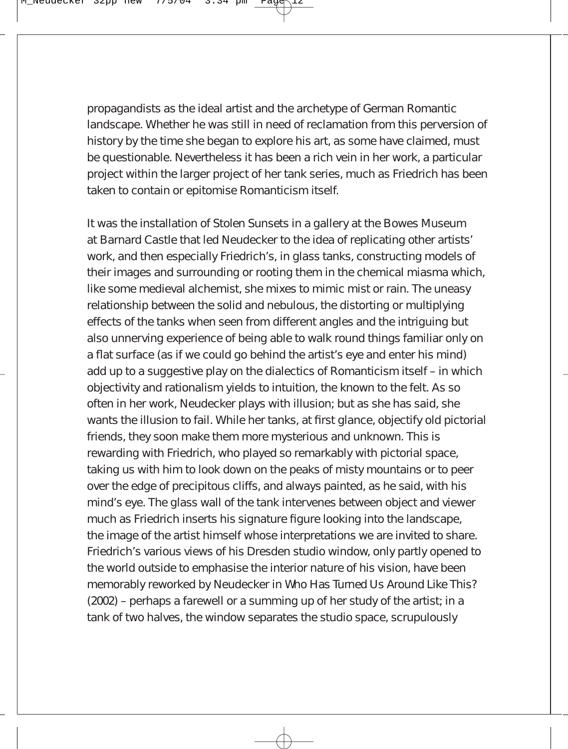propagandists as the ideal artist and the archetype of German Romantic landscape. Whether he was still in need of reclamation from this perversion of history by the time she began to explore his art, as some have claimed, must be questionable. Nevertheless it has been a rich vein in her work, a particular project within the larger project of her tank series, much as Friedrich has been taken to contain or epitomise Romanticism itself.

It was the installation of Stolen Sunsets in a gallery at the Bowes Museum at Barnard Castle that led Neudecker to the idea of replicating other artists' work, and then especially Friedrich's, in glass tanks, constructing models of their images and surrounding or rooting them in the chemical miasma which, like some medieval alchemist, she mixes to mimic mist or rain. The uneasy relationship between the solid and nebulous, the distorting or multiplying effects of the tanks when seen from different angles and the intriguing but also unnerving experience of being able to walk round things familiar only on a flat surface (as if we could go behind the artist's eye and enter his mind) add up to a suggestive play on the dialectics of Romanticism itself – in which objectivity and rationalism yields to intuition, the known to the felt. As so often in her work, Neudecker plays with illusion; but as she has said, she wants the illusion to fail. While her tanks, at first glance, objectify old pictorial friends, they soon make them more mysterious and unknown. This is rewarding with Friedrich, who played so remarkably with pictorial space, taking us with him to look down on the peaks of misty mountains or to peer over the edge of precipitous cliffs, and always painted, as he said, with his mind's eye. The glass wall of the tank intervenes between object and viewer much as Friedrich inserts his signature figure looking into the landscape, the image of the artist himself whose interpretations we are invited to share. Friedrich's various views of his Dresden studio window, only partly opened to the world outside to emphasise the interior nature of his vision, have been memorably reworked by Neudecker in *Who Has Turned Us Around Like This?* (2002) – perhaps a farewell or a summing up of her study of the artist; in a tank of two halves, the window separates the studio space, scrupulously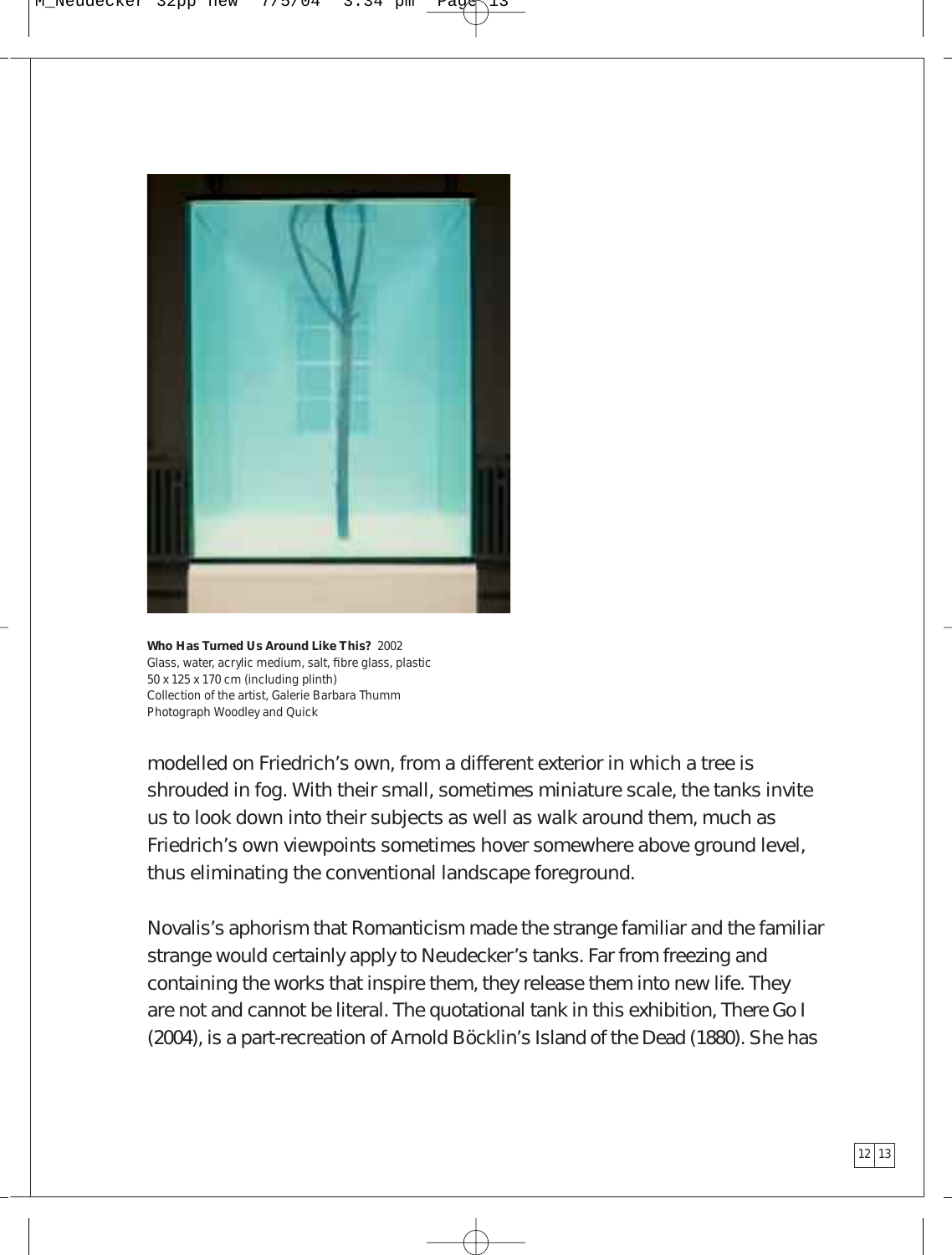**Who Has Turned Us Around Like This?** 2002
Glass, water, acrylic medium, salt, fibre glass, plastic
50 x 125 x 170 cm (including plinth)
Collection of the artist, Galerie Barbara Thumm
Photograph Woodley and Quick

modelled on Friedrich's own, from a different exterior in which a tree is shrouded in fog. With their small, sometimes miniature scale, the tanks invite us to look down into their subjects as well as walk around them, much as Friedrich's own viewpoints sometimes hover somewhere above ground level, thus eliminating the conventional landscape foreground.

Novalis's aphorism that Romanticism made the strange familiar and the familiar strange would certainly apply to Neudecker's tanks. Far from freezing and containing the works that inspire them, they release them into new life. They are not and cannot be literal. The quotational tank in this exhibition, There Go I (2004), is a part-recreation of Arnold Böcklin's Island of the Dead (1880). She has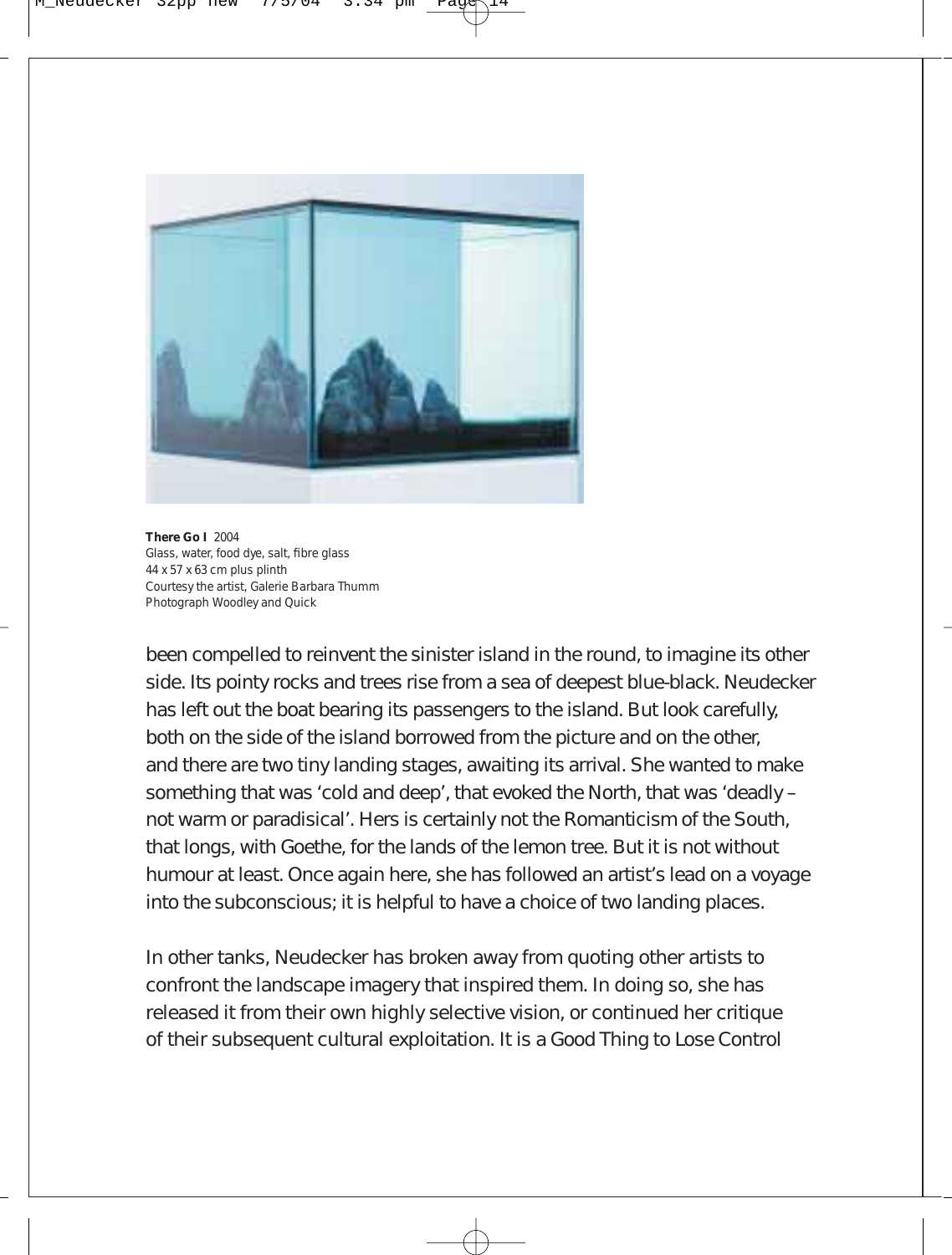**There Go I** 2004
Glass, water, food dye, salt, fibre glass
44 x 57 x 63 cm plus plinth
Courtesy the artist, Galerie Barbara Thumm
Photograph Woodley and Quick

been compelled to reinvent the sinister island in the round, to imagine its other side. Its pointy rocks and trees rise from a sea of deepest blue-black. Neudecker has left out the boat bearing its passengers to the island. But look carefully, both on the side of the island borrowed from the picture and on the other, and there are two tiny landing stages, awaiting its arrival. She wanted to make something that was 'cold and deep', that evoked the North, that was 'deadly – not warm or paradisical'. Hers is certainly not the Romanticism of the South, that longs, with Goethe, for the lands of the lemon tree. But it is not without humour at least. Once again here, she has followed an artist's lead on a voyage into the subconscious; it is helpful to have a choice of two landing places.

In other tanks, Neudecker has broken away from quoting other artists to confront the landscape imagery that inspired them. In doing so, she has released it from their own highly selective vision, or continued her critique of their subsequent cultural exploitation. It is a Good Thing to Lose Control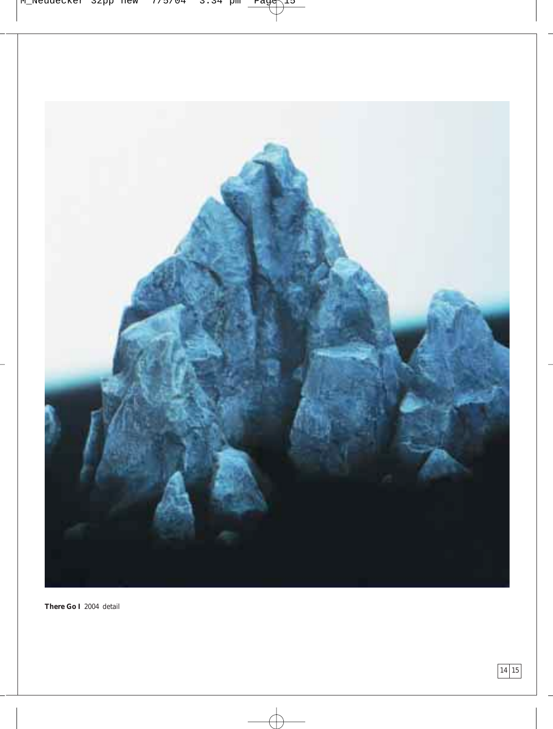**There Go I** 2004 detail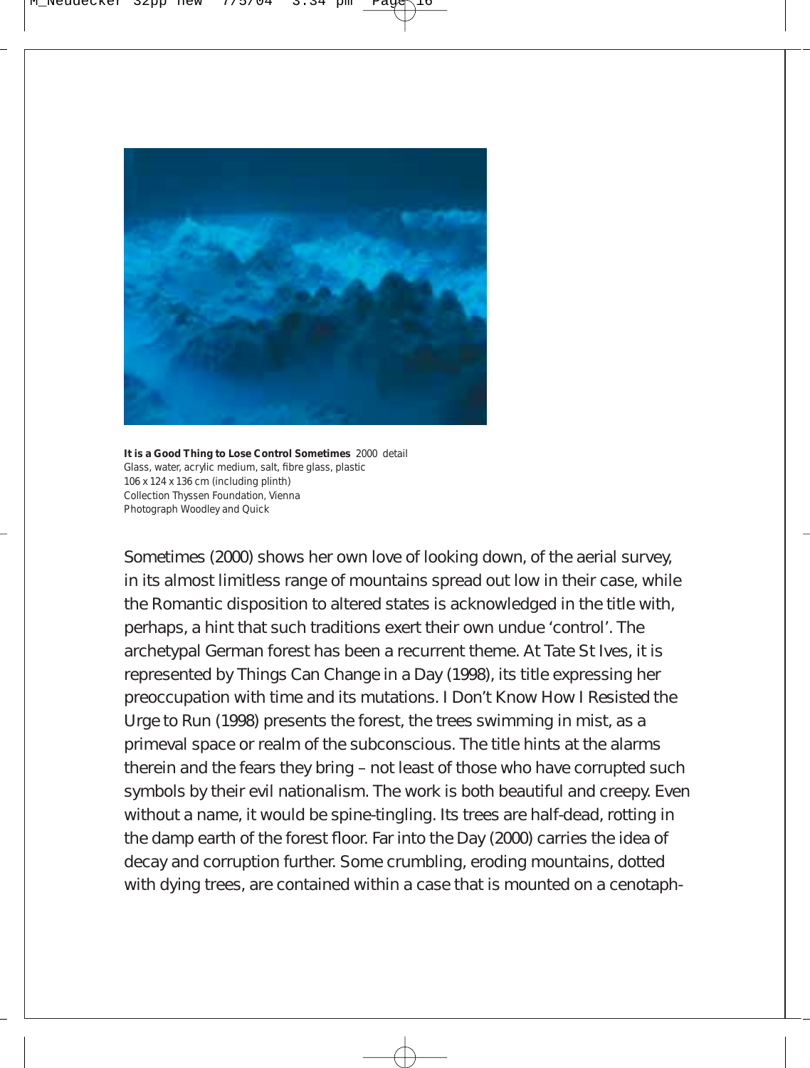**It is a Good Thing to Lose Control Sometimes** 2000 detail
Glass, water, acrylic medium, salt, fibre glass, plastic
106 x 124 x 136 cm (including plinth)
Collection Thyssen Foundation, Vienna
Photograph Woodley and Quick

Sometimes (2000) shows her own love of looking down, of the aerial survey, in its almost limitless range of mountains spread out low in their case, while the Romantic disposition to altered states is acknowledged in the title with, perhaps, a hint that such traditions exert their own undue 'control'. The archetypal German forest has been a recurrent theme. At Tate St Ives, it is represented by Things Can Change in a Day (1998), its title expressing her preoccupation with time and its mutations. I Don't Know How I Resisted the Urge to Run (1998) presents the forest, the trees swimming in mist, as a primeval space or realm of the subconscious. The title hints at the alarms therein and the fears they bring – not least of those who have corrupted such symbols by their evil nationalism. The work is both beautiful and creepy. Even without a name, it would be spine-tingling. Its trees are half-dead, rotting in the damp earth of the forest floor. Far into the Day (2000) carries the idea of decay and corruption further. Some crumbling, eroding mountains, dotted with dying trees, are contained within a case that is mounted on a cenotaph-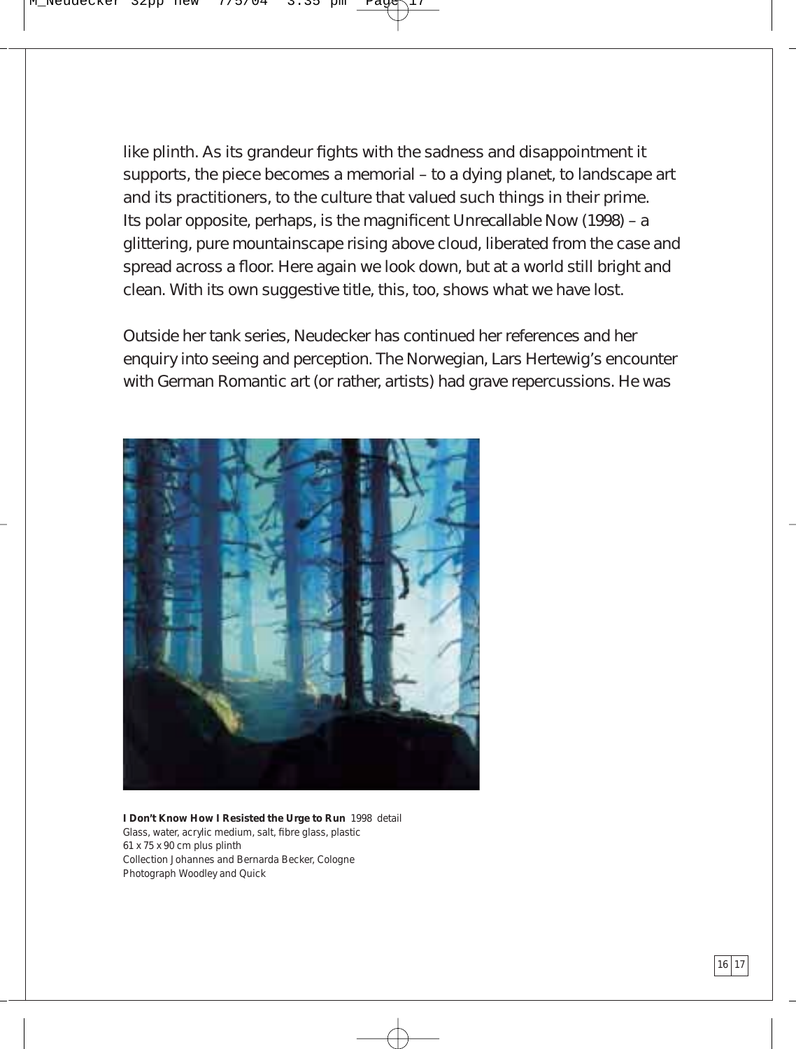like plinth. As its grandeur fights with the sadness and disappointment it supports, the piece becomes a memorial – to a dying planet, to landscape art and its practitioners, to the culture that valued such things in their prime. Its polar opposite, perhaps, is the magnificent Unrecallable Now (1998) – a glittering, pure mountainscape rising above cloud, liberated from the case and spread across a floor. Here again we look down, but at a world still bright and clean. With its own suggestive title, this, too, shows what we have lost.

Outside her tank series, Neudecker has continued her references and her enquiry into seeing and perception. The Norwegian, Lars Hertewig's encounter with German Romantic art (or rather, artists) had grave repercussions. He was

**I Don't Know How I Resisted the Urge to Run** 1998 detail
Glass, water, acrylic medium, salt, fibre glass, plastic
61 x 75 x 90 cm plus plinth
Collection Johannes and Bernarda Becker, Cologne
Photograph Woodley and Quick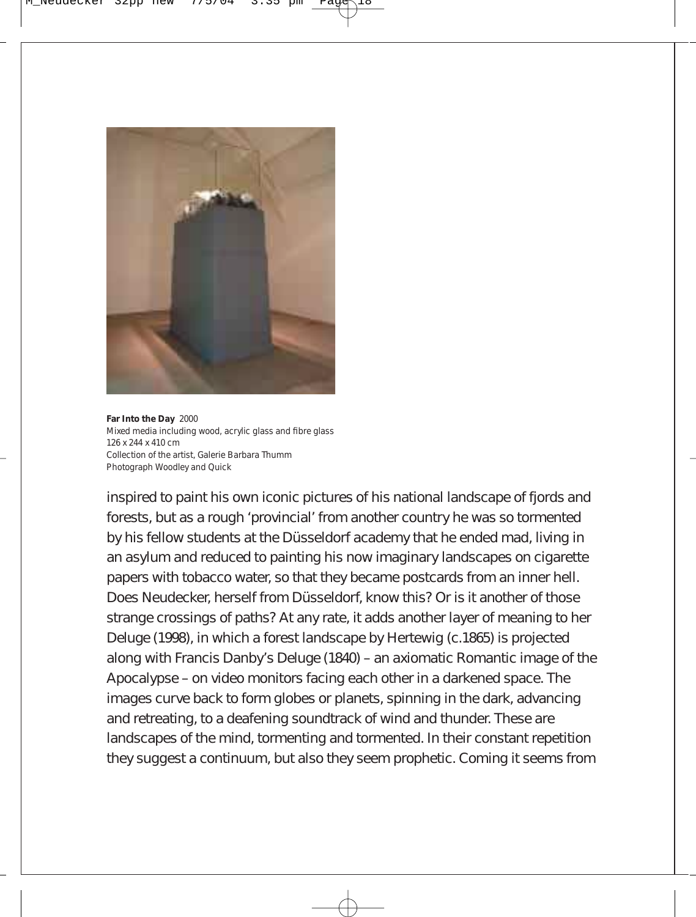**Far Into the Day** 2000
Mixed media including wood, acrylic glass and fibre glass
126 x 244 x 410 cm
Collection of the artist, Galerie Barbara Thumm
Photograph Woodley and Quick

inspired to paint his own iconic pictures of his national landscape of fjords and forests, but as a rough 'provincial' from another country he was so tormented by his fellow students at the Düsseldorf academy that he ended mad, living in an asylum and reduced to painting his now imaginary landscapes on cigarette papers with tobacco water, so that they became postcards from an inner hell. Does Neudecker, herself from Düsseldorf, know this? Or is it another of those strange crossings of paths? At any rate, it adds another layer of meaning to her Deluge (1998), in which a forest landscape by Hertewig (c.1865) is projected along with Francis Danby's Deluge (1840) – an axiomatic Romantic image of the Apocalypse – on video monitors facing each other in a darkened space. The images curve back to form globes or planets, spinning in the dark, advancing and retreating, to a deafening soundtrack of wind and thunder. These are landscapes of the mind, tormenting and tormented. In their constant repetition they suggest a continuum, but also they seem prophetic. Coming it seems from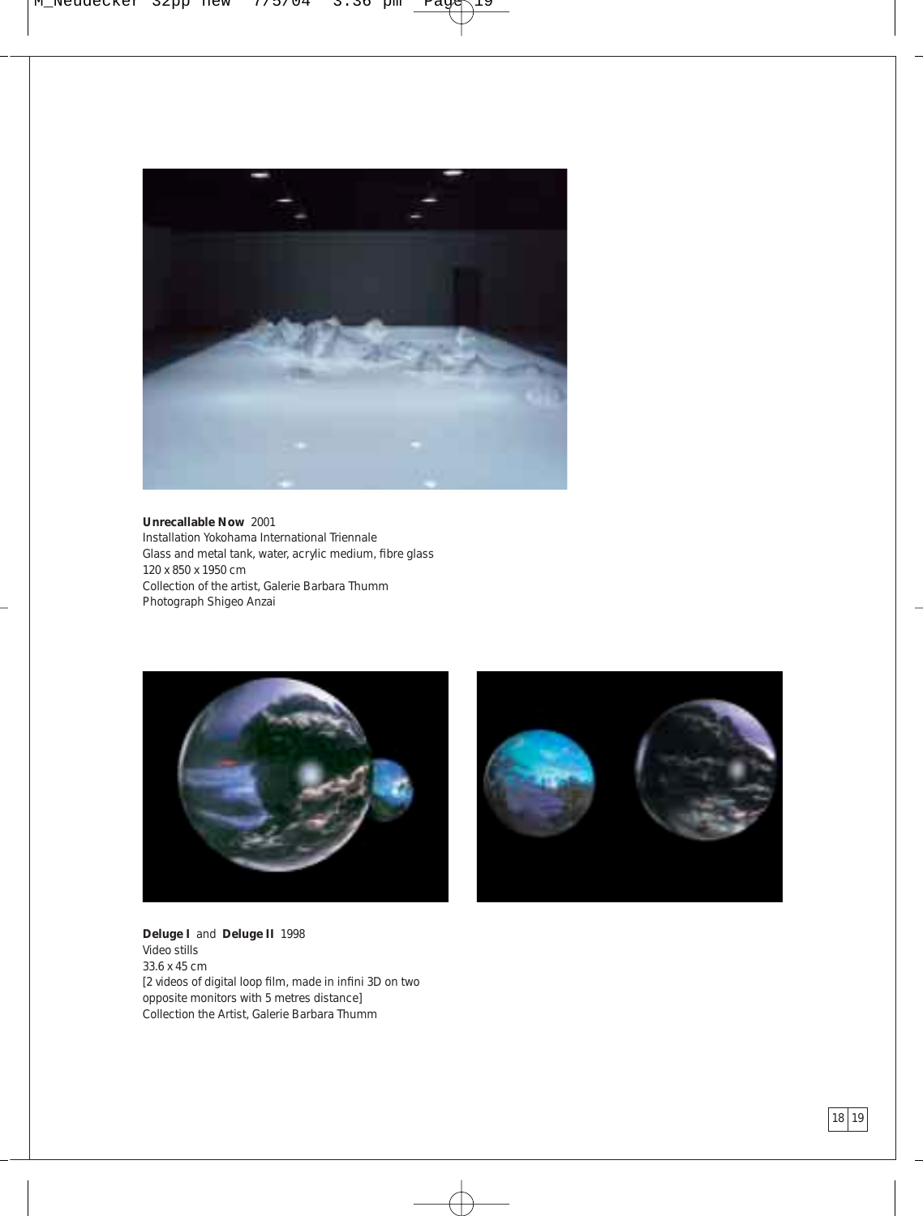**Unrecallable Now** 2001
Installation Yokohama International Triennale
Glass and metal tank, water, acrylic medium, fibre glass
120 x 850 x 1950 cm
Collection of the artist, Galerie Barbara Thumm
Photograph Shigeo Anzai

**Deluge I** and **Deluge II** 1998
Video stills
33.6 x 45 cm
[2 videos of digital loop film, made in infini 3D on two opposite monitors with 5 metres distance]
Collection the Artist, Galerie Barbara Thumm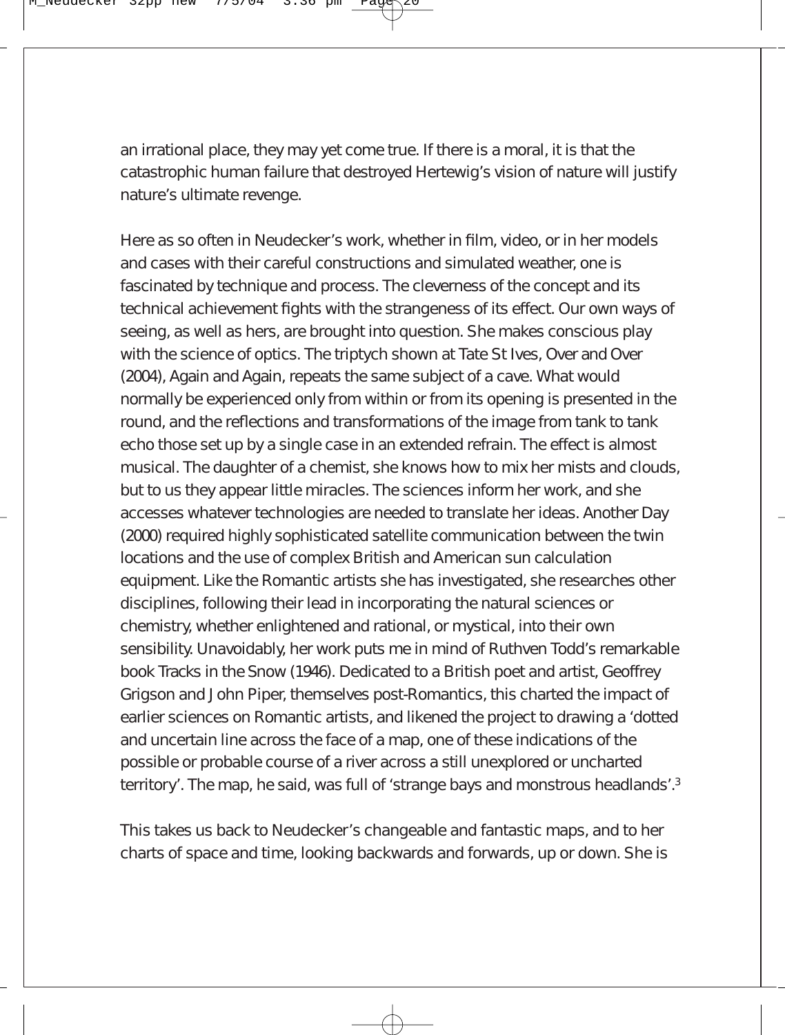an irrational place, they may yet come true. If there is a moral, it is that the catastrophic human failure that destroyed Hertewig's vision of nature will justify nature's ultimate revenge.

Here as so often in Neudecker's work, whether in film, video, or in her models and cases with their careful constructions and simulated weather, one is fascinated by technique and process. The cleverness of the concept and its technical achievement fights with the strangeness of its effect. Our own ways of seeing, as well as hers, are brought into question. She makes conscious play with the science of optics. The triptych shown at Tate St Ives, Over and Over (2004), Again and Again, repeats the same subject of a cave. What would normally be experienced only from within or from its opening is presented in the round, and the reflections and transformations of the image from tank to tank echo those set up by a single case in an extended refrain. The effect is almost musical. The daughter of a chemist, she knows how to mix her mists and clouds, but to us they appear little miracles. The sciences inform her work, and she accesses whatever technologies are needed to translate her ideas. Another Day (2000) required highly sophisticated satellite communication between the twin locations and the use of complex British and American sun calculation equipment. Like the Romantic artists she has investigated, she researches other disciplines, following their lead in incorporating the natural sciences or chemistry, whether enlightened and rational, or mystical, into their own sensibility. Unavoidably, her work puts me in mind of Ruthven Todd's remarkable book Tracks in the Snow (1946). Dedicated to a British poet and artist, Geoffrey Grigson and John Piper, themselves post-Romantics, this charted the impact of earlier sciences on Romantic artists, and likened the project to drawing a 'dotted and uncertain line across the face of a map, one of these indications of the possible or probable course of a river across a still unexplored or uncharted territory'. The map, he said, was full of 'strange bays and monstrous headlands'.[3]

This takes us back to Neudecker's changeable and fantastic maps, and to her charts of space and time, looking backwards and forwards, up or down. She is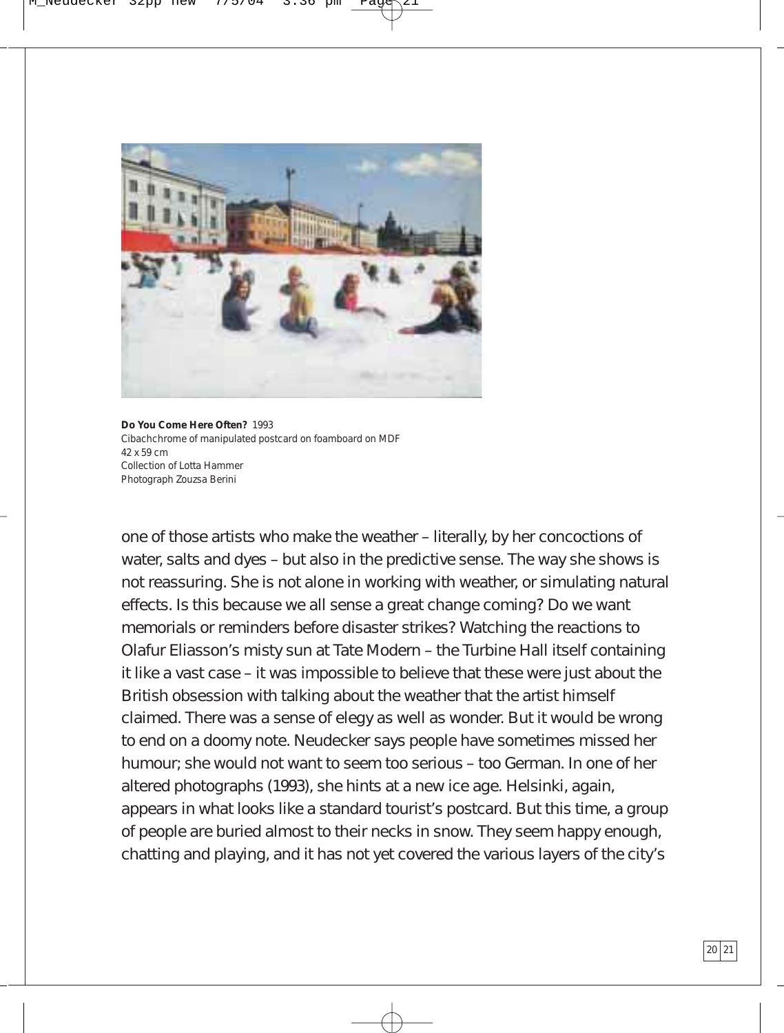**Do You Come Here Often?** 1993
Cibachchrome of manipulated postcard on foamboard on MDF
42 x 59 cm
Collection of Lotta Hammer
Photograph Zouzsa Berini

one of those artists who make the weather – literally, by her concoctions of water, salts and dyes – but also in the predictive sense. The way she shows is not reassuring. She is not alone in working with weather, or simulating natural effects. Is this because we all sense a great change coming? Do we want memorials or reminders before disaster strikes? Watching the reactions to Olafur Eliasson's misty sun at Tate Modern – the Turbine Hall itself containing it like a vast case – it was impossible to believe that these were just about the British obsession with talking about the weather that the artist himself claimed. There was a sense of elegy as well as wonder. But it would be wrong to end on a doomy note. Neudecker says people have sometimes missed her humour; she would not want to seem too serious – too German. In one of her altered photographs (1993), she hints at a new ice age. Helsinki, again, appears in what looks like a standard tourist's postcard. But this time, a group of people are buried almost to their necks in snow. They seem happy enough, chatting and playing, and it has not yet covered the various layers of the city's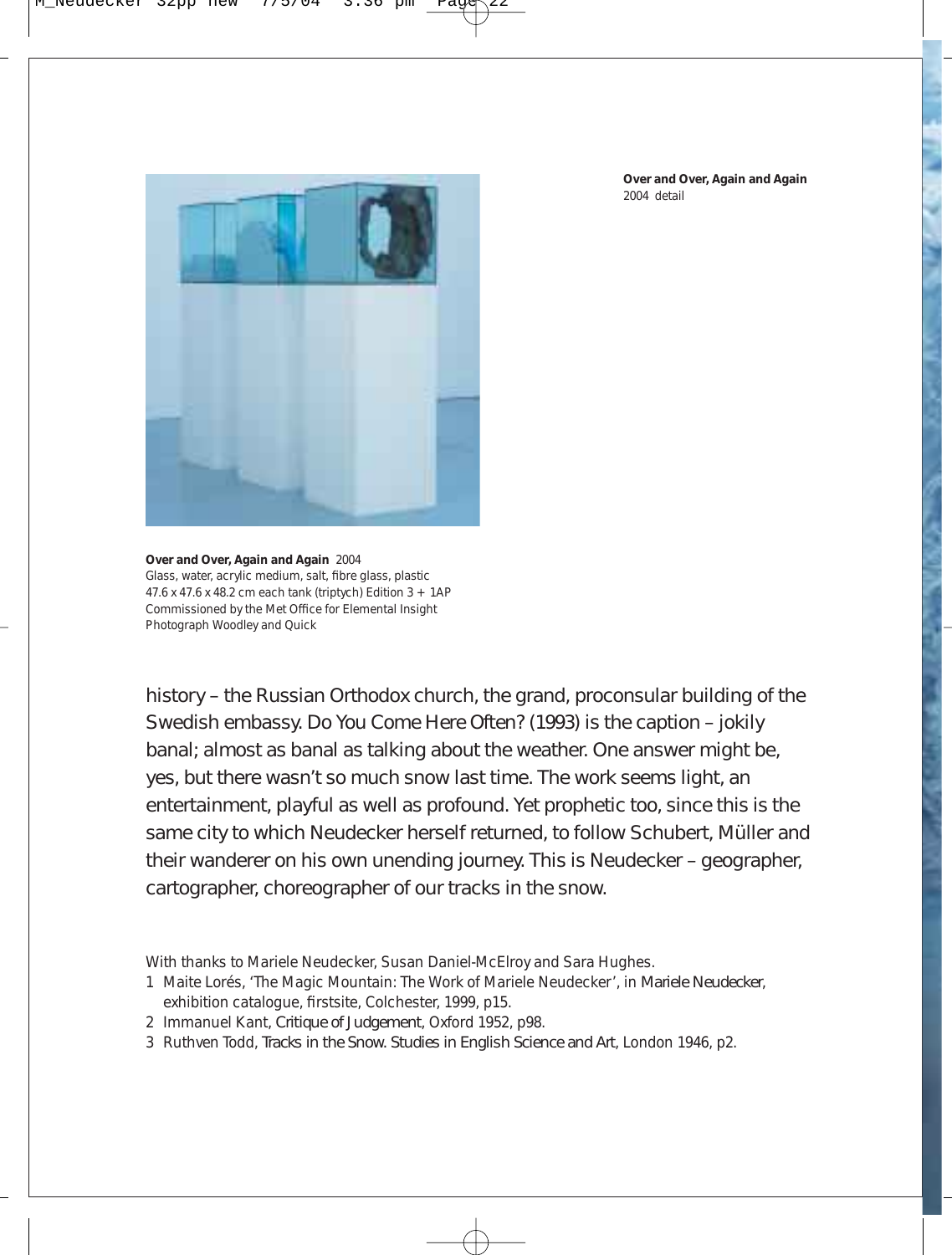**Over and Over, Again and Again**
2004 detail

**Over and Over, Again and Again** 2004
Glass, water, acrylic medium, salt, fibre glass, plastic
47.6 x 47.6 x 48.2 cm each tank (triptych) Edition 3 + 1AP
Commissioned by the Met Office for Elemental Insight
Photograph Woodley and Quick

history – the Russian Orthodox church, the grand, proconsular building of the Swedish embassy. *Do You Come Here Often?* (1993) is the caption – jokily banal; almost as banal as talking about the weather. One answer might be, yes, but there wasn't so much snow last time. The work seems light, an entertainment, playful as well as profound. Yet prophetic too, since this is the same city to which Neudecker herself returned, to follow Schubert, Müller and their wanderer on his own unending journey. This is Neudecker – geographer, cartographer, choreographer of our tracks in the snow.

With thanks to Mariele Neudecker, Susan Daniel-McElroy and Sara Hughes.

1 Maite Lorés, 'The Magic Mountain: The Work of Mariele Neudecker', in *Mariele Neudecker*, exhibition catalogue, firstsite, Colchester, 1999, p15.
2 Immanuel Kant, *Critique of Judgement*, Oxford 1952, p98.
3 Ruthven Todd, *Tracks in the Snow. Studies in English Science and Art*, London 1946, p2.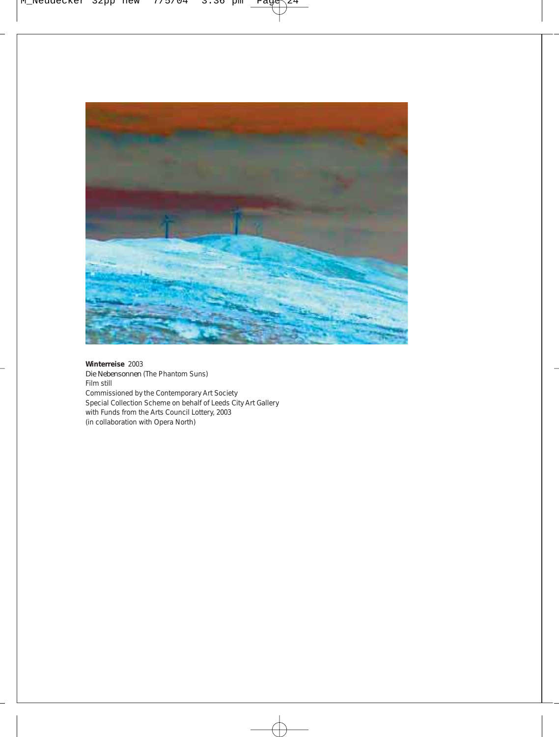**Winterreise** 2003
*Die Nebensonnen* (The Phantom Suns)
Film still
Commissioned by the Contemporary Art Society
Special Collection Scheme on behalf of Leeds City Art Gallery
with Funds from the Arts Council Lottery, 2003
(in collaboration with Opera North)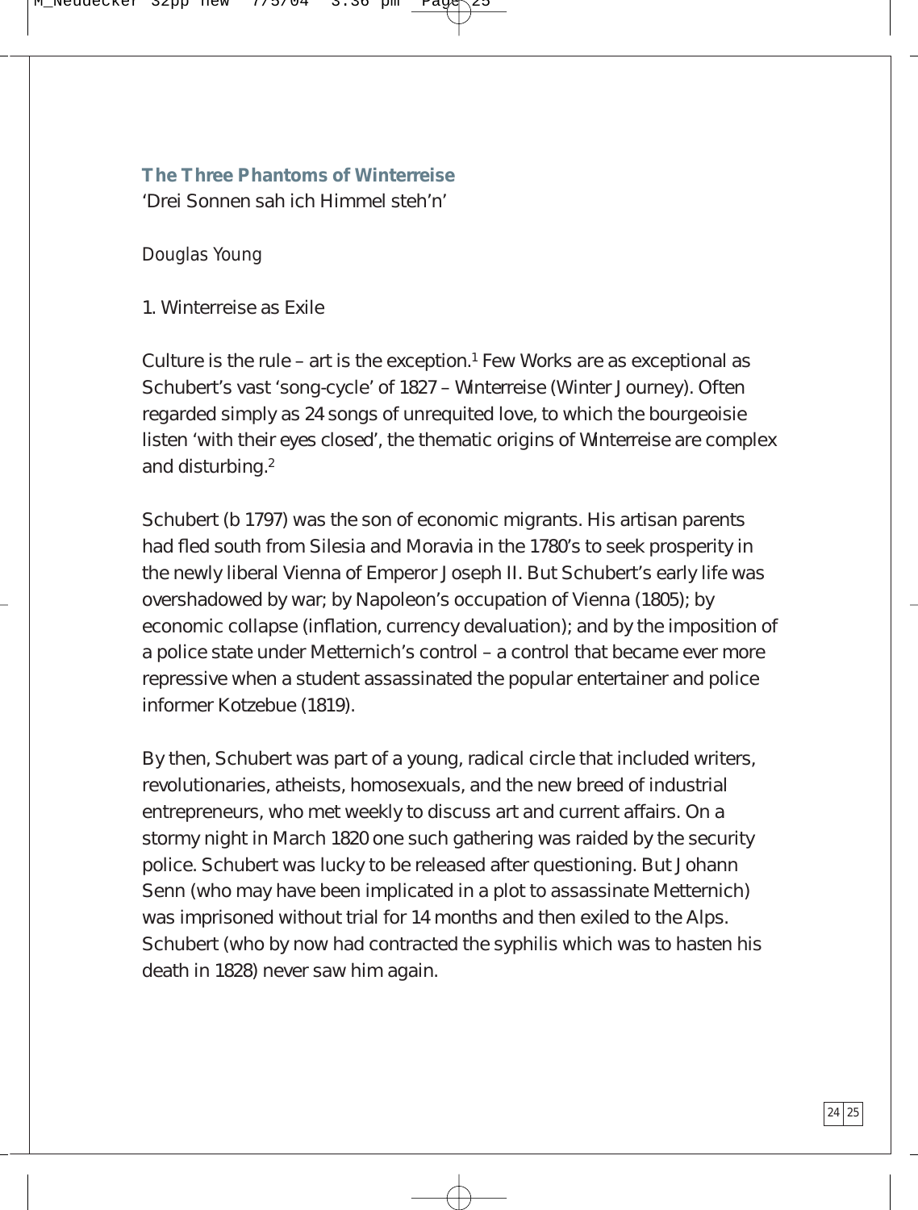## The Three Phantoms of Winterreise

'Drei Sonnen sah ich Himmel steh'n'

*Douglas Young*

### 1. Winterreise as Exile

Culture is the rule – art is the exception.[1] Few Works are as exceptional as Schubert's vast 'song-cycle' of 1827 – Winterreise (Winter Journey). Often regarded simply as 24 songs of unrequited love, to which the bourgeoisie listen 'with their eyes closed', the thematic origins of Winterreise are complex and disturbing.[2]

Schubert (b 1797) was the son of economic migrants. His artisan parents had fled south from Silesia and Moravia in the 1780's to seek prosperity in the newly liberal Vienna of Emperor Joseph II. But Schubert's early life was overshadowed by war; by Napoleon's occupation of Vienna (1805); by economic collapse (inflation, currency devaluation); and by the imposition of a police state under Metternich's control – a control that became ever more repressive when a student assassinated the popular entertainer and police informer Kotzebue (1819).

By then, Schubert was part of a young, radical circle that included writers, revolutionaries, atheists, homosexuals, and the new breed of industrial entrepreneurs, who met weekly to discuss art and current affairs. On a stormy night in March 1820 one such gathering was raided by the security police. Schubert was lucky to be released after questioning. But Johann Senn (who may have been implicated in a plot to assassinate Metternich) was imprisoned without trial for 14 months and then exiled to the Alps. Schubert (who by now had contracted the syphilis which was to hasten his death in 1828) never saw him again.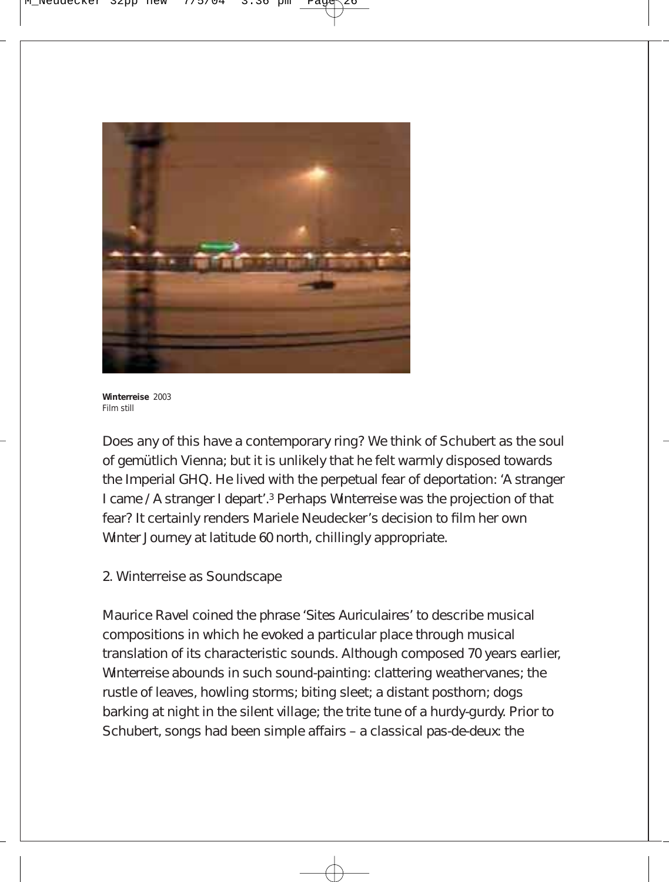**Winterreise** 2003
Film still

Does any of this have a contemporary ring? We think of Schubert as the soul of gemütlich Vienna; but it is unlikely that he felt warmly disposed towards the Imperial GHQ. He lived with the perpetual fear of deportation: ‘A stranger I came / A stranger I depart’.[3] Perhaps Winterreise was the projection of that fear? It certainly renders Mariele Neudecker’s decision to film her own Winter Journey at latitude 60 north, chillingly appropriate.

2. Winterreise as Soundscape

Maurice Ravel coined the phrase ‘Sites Auriculaires’ to describe musical compositions in which he evoked a particular place through musical translation of its characteristic sounds. Although composed 70 years earlier, Winterreise abounds in such sound-painting: clattering weathervanes; the rustle of leaves, howling storms; biting sleet; a distant posthorn; dogs barking at night in the silent village; the trite tune of a hurdy-gurdy. Prior to Schubert, songs had been simple affairs – a classical pas-de-deux: the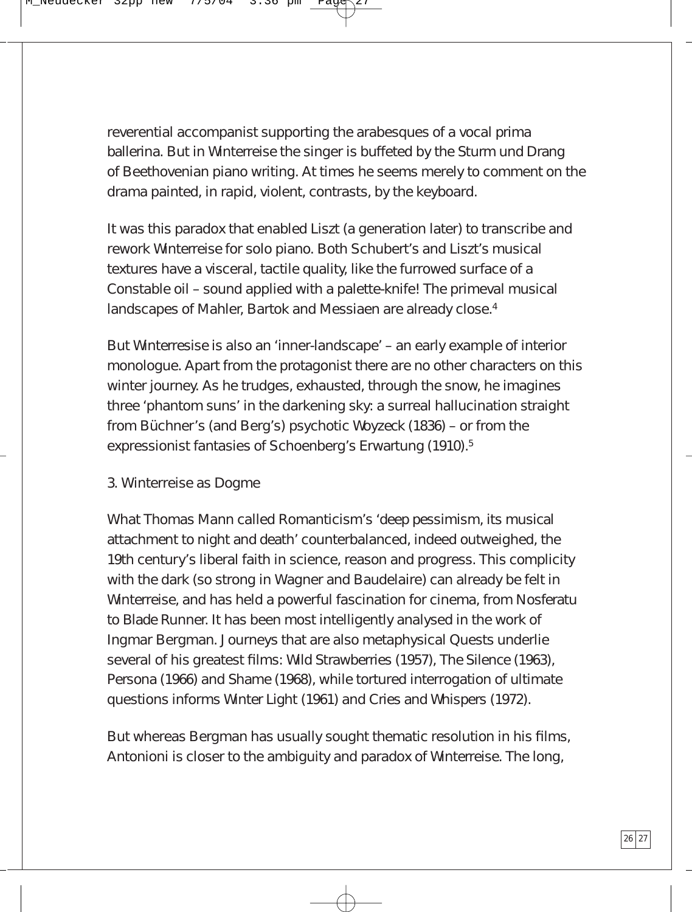reverential accompanist supporting the arabesques of a vocal prima ballerina. But in *Winterreise* the singer is buffeted by the Sturm und Drang of Beethovenian piano writing. At times he seems merely to comment on the drama painted, in rapid, violent, contrasts, by the keyboard.

It was this paradox that enabled Liszt (a generation later) to transcribe and rework *Winterreise* for solo piano. Both Schubert's and Liszt's musical textures have a visceral, tactile quality, like the furrowed surface of a Constable oil – sound applied with a palette-knife! The primeval musical landscapes of Mahler, Bartok and Messiaen are already close.[4]

But *Winterresise* is also an 'inner-landscape' – an early example of interior monologue. Apart from the protagonist there are no other characters on this winter journey. As he trudges, exhausted, through the snow, he imagines three 'phantom suns' in the darkening sky: a surreal hallucination straight from Büchner's (and Berg's) psychotic *Woyzeck* (1836) – or from the expressionist fantasies of Schoenberg's *Erwartung* (1910).[5]

## 3. Winterreise as Dogme

What Thomas Mann called Romanticism's 'deep pessimism, its musical attachment to night and death' counterbalanced, indeed outweighed, the 19th century's liberal faith in science, reason and progress. This complicity with the dark (so strong in Wagner and Baudelaire) can already be felt in *Winterreise*, and has held a powerful fascination for cinema, from *Nosferatu* to *Blade Runner*. It has been most intelligently analysed in the work of Ingmar Bergman. Journeys that are also metaphysical Quests underlie several of his greatest films: *Wild Strawberries* (1957), *The Silence* (1963), *Persona* (1966) and *Shame* (1968), while tortured interrogation of ultimate questions informs *Winter Light* (1961) and *Cries and Whispers* (1972).

But whereas Bergman has usually sought thematic resolution in his films, Antonioni is closer to the ambiguity and paradox of *Winterreise*. The long,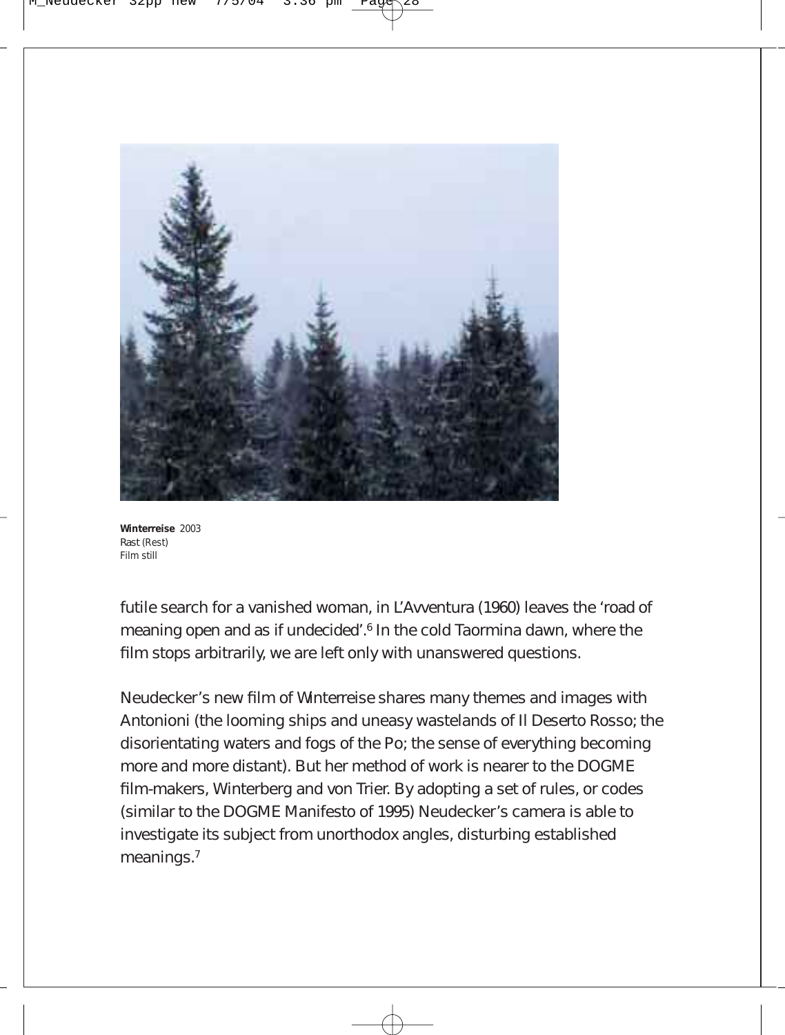**Winterreise** 2003
*Rast* (Rest)
Film still

futile search for a vanished woman, in *L'Avventura* (1960) leaves the 'road of meaning open and as if undecided'.[6] In the cold Taormina dawn, where the film stops arbitrarily, we are left only with unanswered questions.

Neudecker's new film of *Winterreise* shares many themes and images with Antonioni (the looming ships and uneasy wastelands of *Il Deserto Rosso*; the disorientating waters and fogs of the Po; the sense of everything becoming more and more distant). But her method of work is nearer to the DOGME film-makers, Winterberg and von Trier. By adopting a set of rules, or codes (similar to the DOGME Manifesto of 1995) Neudecker's camera is able to investigate its subject from unorthodox angles, disturbing established meanings.[7]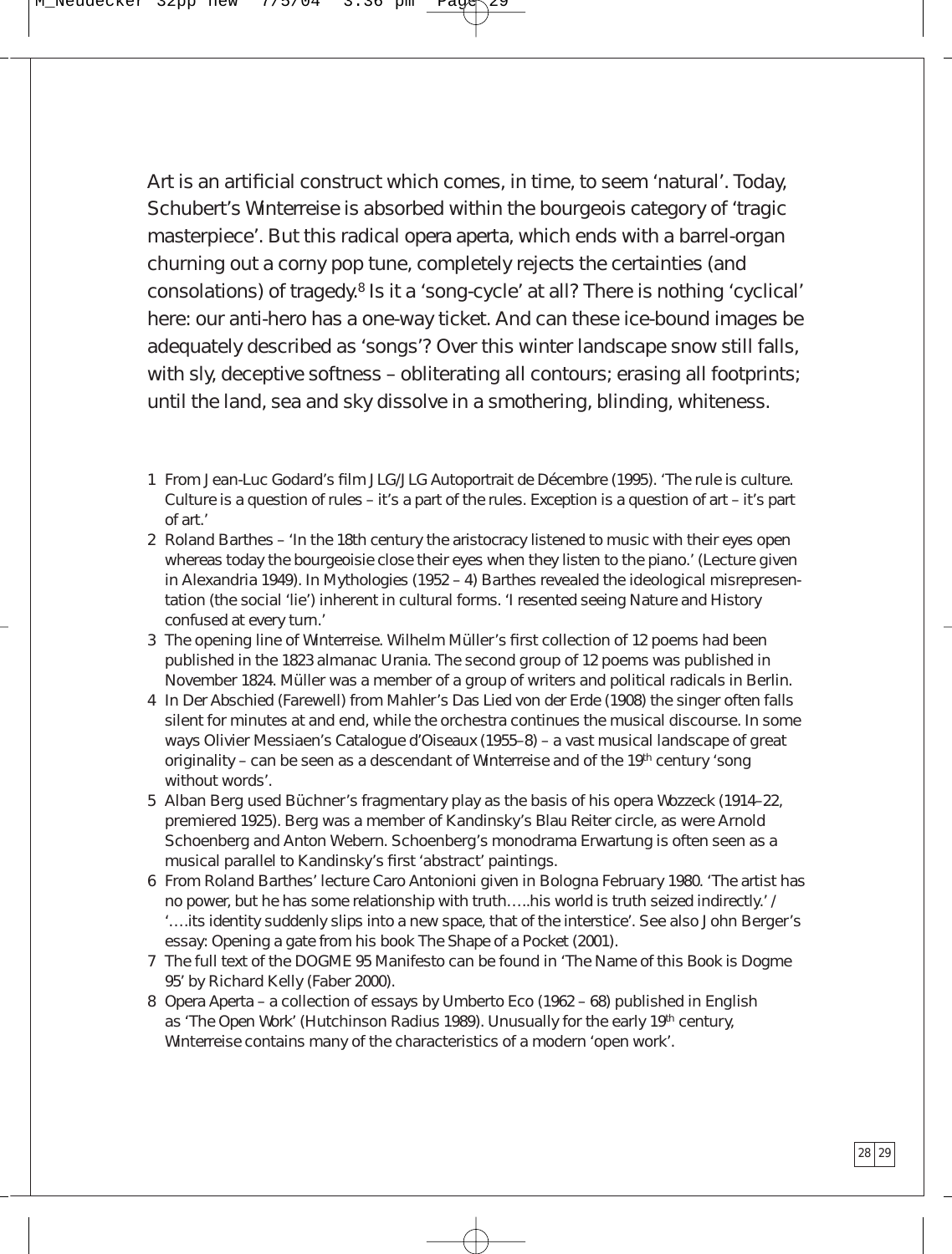Art is an artificial construct which comes, in time, to seem 'natural'. Today, Schubert's *Winterreise* is absorbed within the bourgeois category of 'tragic masterpiece'. But this radical *opera aperta*, which ends with a barrel-organ churning out a corny pop tune, completely rejects the certainties (and consolations) of tragedy.[8] Is it a 'song-cycle' at all? There is nothing 'cyclical' here: our anti-hero has a one-way ticket. And can these ice-bound images be adequately described as 'songs'? Over this winter landscape snow still falls, with sly, deceptive softness – obliterating all contours; erasing all footprints; until the land, sea and sky dissolve in a smothering, blinding, whiteness.

1 From Jean-Luc Godard's film *JLG/JLG Autoportrait de Décembre* (1995). 'The rule is culture. Culture is a question of rules – it's a part of the rules. Exception is a question of art – it's part of art.'

2 Roland Barthes – 'In the 18th century the aristocracy listened to music with their eyes open whereas today the bourgeoisie close their eyes when they listen to the piano.' (Lecture given in Alexandria 1949). In *Mythologies* (1952 – 4) Barthes revealed the ideological misrepresentation (the social 'lie') inherent in cultural forms. 'I resented seeing Nature and History confused at every turn.'

3 The opening line of *Winterreise*. Wilhelm Müller's first collection of 12 poems had been published in the 1823 almanac *Urania*. The second group of 12 poems was published in November 1824. Müller was a member of a group of writers and political radicals in Berlin.

4 In *Der Abschied* (Farewell) from Mahler's *Das Lied von der Erde* (1908) the singer often falls silent for minutes at and end, while the orchestra continues the musical discourse. In some ways Olivier Messiaen's *Catalogue d'Oiseaux* (1955–8) – a vast musical landscape of great originality – can be seen as a descendant of *Winterreise* and of the 19th century 'song without words'.

5 Alban Berg used Büchner's fragmentary play as the basis of his opera *Wozzeck* (1914–22, premiered 1925). Berg was a member of Kandinsky's Blau Reiter circle, as were Arnold Schoenberg and Anton Webern. Schoenberg's monodrama *Erwartung* is often seen as a musical parallel to Kandinsky's first 'abstract' paintings.

6 From Roland Barthes' lecture *Caro Antonioni* given in Bologna February 1980. 'The artist has no power, but he has some relationship with truth…..his world is truth seized indirectly.' / '….its identity suddenly slips into a new space, that of the interstice'. See also John Berger's essay: *Opening a gate* from his book *The Shape of a Pocket* (2001).

7 The full text of the DOGME 95 Manifesto can be found in 'The Name of this Book is Dogme 95' by Richard Kelly (Faber 2000).

8 *Opera Aperta* – a collection of essays by Umberto Eco (1962 – 68) published in English as 'The Open Work' (Hutchinson Radius 1989). Unusually for the early 19th century, *Winterreise* contains many of the characteristics of a modern 'open work'.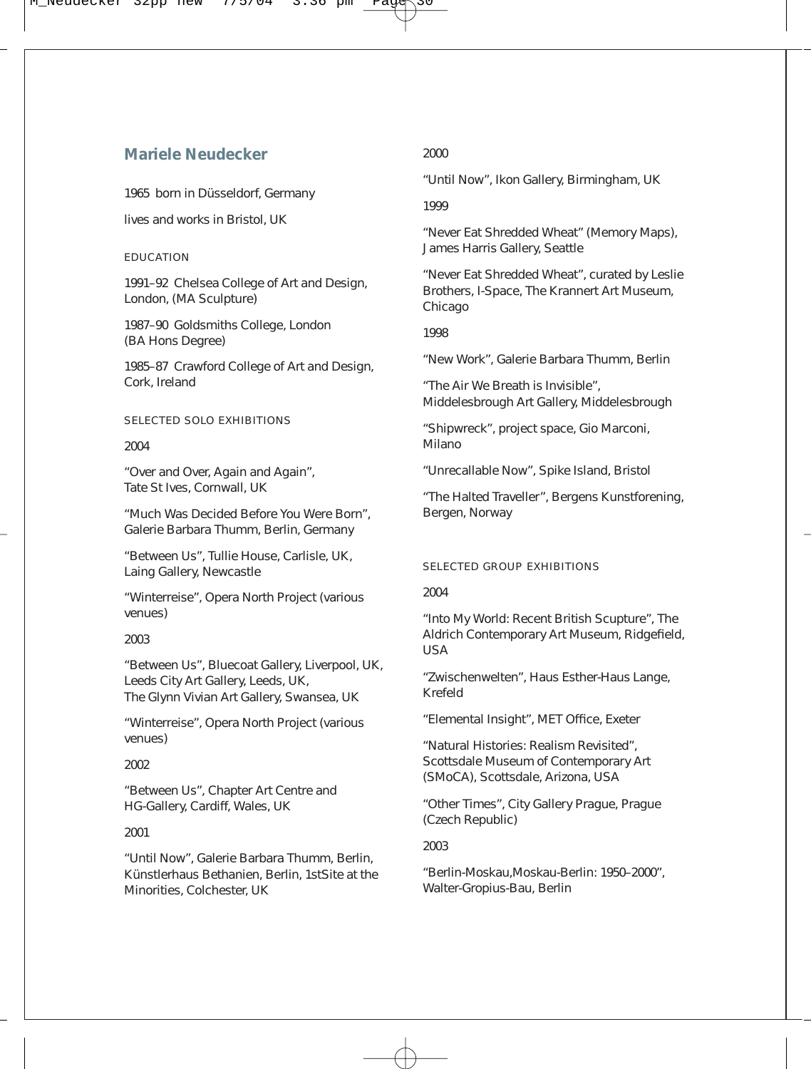## Mariele Neudecker

1965 born in Düsseldorf, Germany

lives and works in Bristol, UK

### EDUCATION

1991–92 Chelsea College of Art and Design, London, (MA Sculpture)

1987–90 Goldsmiths College, London (BA Hons Degree)

1985–87 Crawford College of Art and Design, Cork, Ireland

### SELECTED SOLO EXHIBITIONS

2004

"Over and Over, Again and Again", Tate St Ives, Cornwall, UK

"Much Was Decided Before You Were Born", Galerie Barbara Thumm, Berlin, Germany

"Between Us", Tullie House, Carlisle, UK, Laing Gallery, Newcastle

"Winterreise", Opera North Project (various venues)

2003

"Between Us", Bluecoat Gallery, Liverpool, UK, Leeds City Art Gallery, Leeds, UK, The Glynn Vivian Art Gallery, Swansea, UK

"Winterreise", Opera North Project (various venues)

2002

"Between Us", Chapter Art Centre and HG-Gallery, Cardiff, Wales, UK

2001

"Until Now", Galerie Barbara Thumm, Berlin, Künstlerhaus Bethanien, Berlin, 1stSite at the Minorities, Colchester, UK

2000

"Until Now", Ikon Gallery, Birmingham, UK

1999

"Never Eat Shredded Wheat" (Memory Maps), James Harris Gallery, Seattle

"Never Eat Shredded Wheat", curated by Leslie Brothers, I-Space, The Krannert Art Museum, Chicago

1998

"New Work", Galerie Barbara Thumm, Berlin

"The Air We Breath is Invisible", Middelesbrough Art Gallery, Middelesbrough

"Shipwreck", project space, Gio Marconi, Milano

"Unrecallable Now", Spike Island, Bristol

"The Halted Traveller", Bergens Kunstforening, Bergen, Norway

### SELECTED GROUP EXHIBITIONS

2004

"Into My World: Recent British Scupture", The Aldrich Contemporary Art Museum, Ridgefield, USA

"Zwischenwelten", Haus Esther-Haus Lange, Krefeld

"Elemental Insight", MET Office, Exeter

"Natural Histories: Realism Revisited", Scottsdale Museum of Contemporary Art (SMoCA), Scottsdale, Arizona, USA

"Other Times", City Gallery Prague, Prague (Czech Republic)

2003

"Berlin-Moskau,Moskau-Berlin: 1950–2000", Walter-Gropius-Bau, Berlin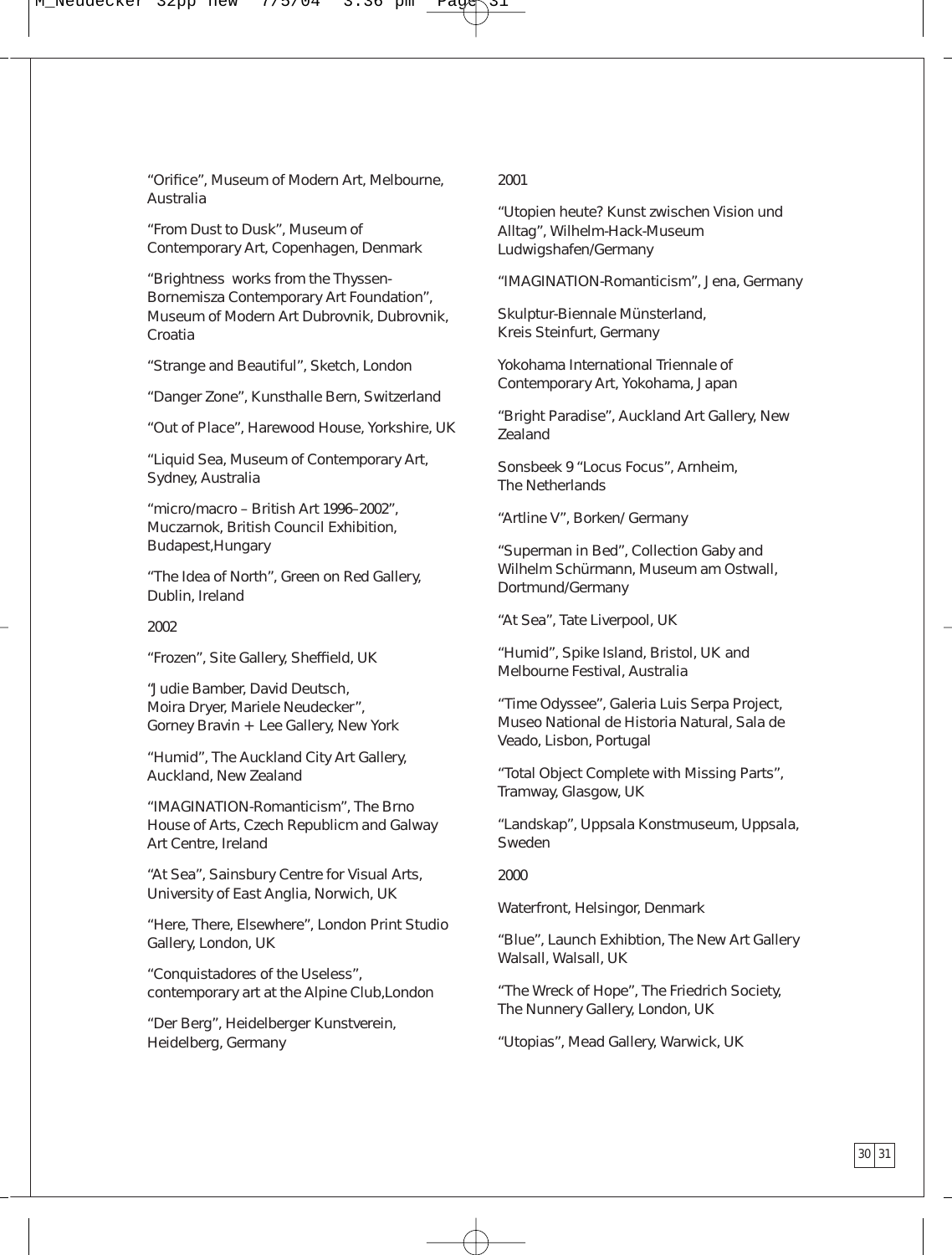“Orifice”, Museum of Modern Art, Melbourne, Australia

“From Dust to Dusk”, Museum of Contemporary Art, Copenhagen, Denmark

“Brightness works from the Thyssen-Bornemisza Contemporary Art Foundation”, Museum of Modern Art Dubrovnik, Dubrovnik, Croatia

“Strange and Beautiful”, Sketch, London

“Danger Zone”, Kunsthalle Bern, Switzerland

“Out of Place”, Harewood House, Yorkshire, UK

“Liquid Sea, Museum of Contemporary Art, Sydney, Australia

“micro/macro – British Art 1996–2002”, Muczarnok, British Council Exhibition, Budapest,Hungary

“The Idea of North”, Green on Red Gallery, Dublin, Ireland

2002

“Frozen”, Site Gallery, Sheffield, UK

“Judie Bamber, David Deutsch, Moira Dryer, Mariele Neudecker”, Gorney Bravin + Lee Gallery, New York

“Humid”, The Auckland City Art Gallery, Auckland, New Zealand

“IMAGINATION-Romanticism”, The Brno House of Arts, Czech Republicm and Galway Art Centre, Ireland

“At Sea”, Sainsbury Centre for Visual Arts, University of East Anglia, Norwich, UK

“Here, There, Elsewhere”, London Print Studio Gallery, London, UK

“Conquistadores of the Useless”, contemporary art at the Alpine Club,London

“Der Berg”, Heidelberger Kunstverein, Heidelberg, Germany

2001

“Utopien heute? Kunst zwischen Vision und Alltag”, Wilhelm-Hack-Museum Ludwigshafen/Germany

“IMAGINATION-Romanticism”, Jena, Germany

Skulptur-Biennale Münsterland, Kreis Steinfurt, Germany

Yokohama International Triennale of Contemporary Art, Yokohama, Japan

“Bright Paradise”, Auckland Art Gallery, New Zealand

Sonsbeek 9 “Locus Focus”, Arnheim, The Netherlands

“Artline V”, Borken/ Germany

“Superman in Bed”, Collection Gaby and Wilhelm Schürmann, Museum am Ostwall, Dortmund/Germany

“At Sea”, Tate Liverpool, UK

“Humid”, Spike Island, Bristol, UK and Melbourne Festival, Australia

“Time Odyssee”, Galeria Luis Serpa Project, Museo National de Historia Natural, Sala de Veado, Lisbon, Portugal

“Total Object Complete with Missing Parts”, Tramway, Glasgow, UK

“Landskap”, Uppsala Konstmuseum, Uppsala, Sweden

2000

Waterfront, Helsingor, Denmark

“Blue”, Launch Exhibtion, The New Art Gallery Walsall, Walsall, UK

“The Wreck of Hope”, The Friedrich Society, The Nunnery Gallery, London, UK

“Utopias”, Mead Gallery, Warwick, UK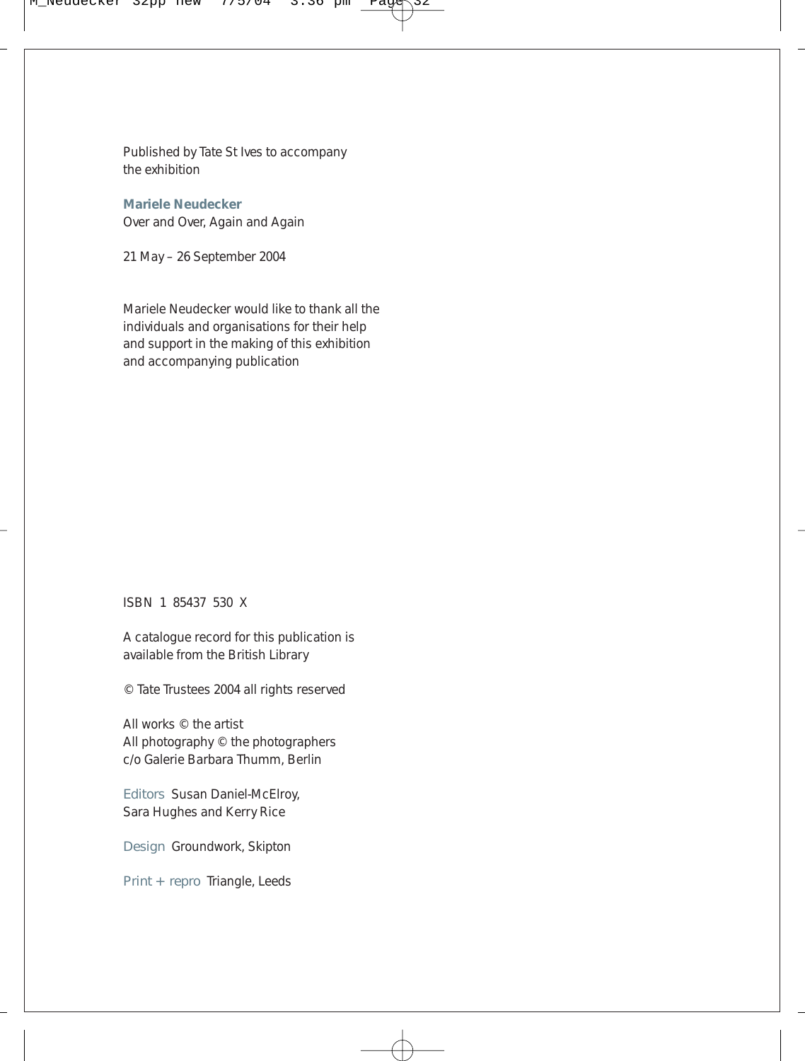Published by Tate St Ives to accompany the exhibition

**Mariele Neudecker**
Over and Over, Again and Again

21 May – 26 September 2004

Mariele Neudecker would like to thank all the individuals and organisations for their help and support in the making of this exhibition and accompanying publication

ISBN 1 85437 530 X

A catalogue record for this publication is available from the British Library

© Tate Trustees 2004 all rights reserved

All works © the artist
All photography © the photographers
c/o Galerie Barbara Thumm, Berlin

Editors Susan Daniel-McElroy, Sara Hughes and Kerry Rice

Design Groundwork, Skipton

Print + repro Triangle, Leeds